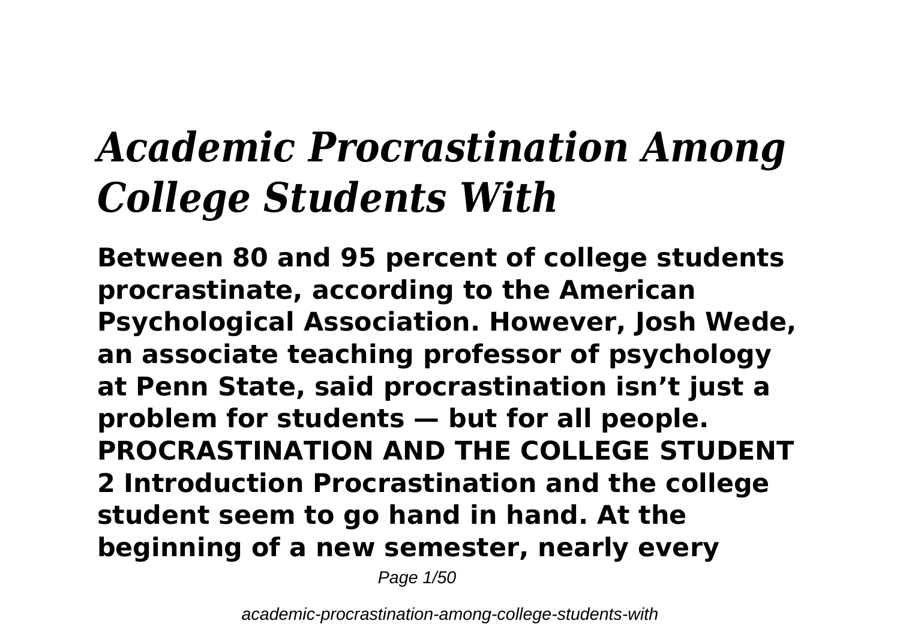# *Academic Procrastination Among College Students With*

**Between 80 and 95 percent of college students procrastinate, according to the American Psychological Association. However, Josh Wede, an associate teaching professor of psychology at Penn State, said procrastination isn't just a problem for students — but for all people. PROCRASTINATION AND THE COLLEGE STUDENT 2 Introduction Procrastination and the college student seem to go hand in hand. At the beginning of a new semester, nearly every**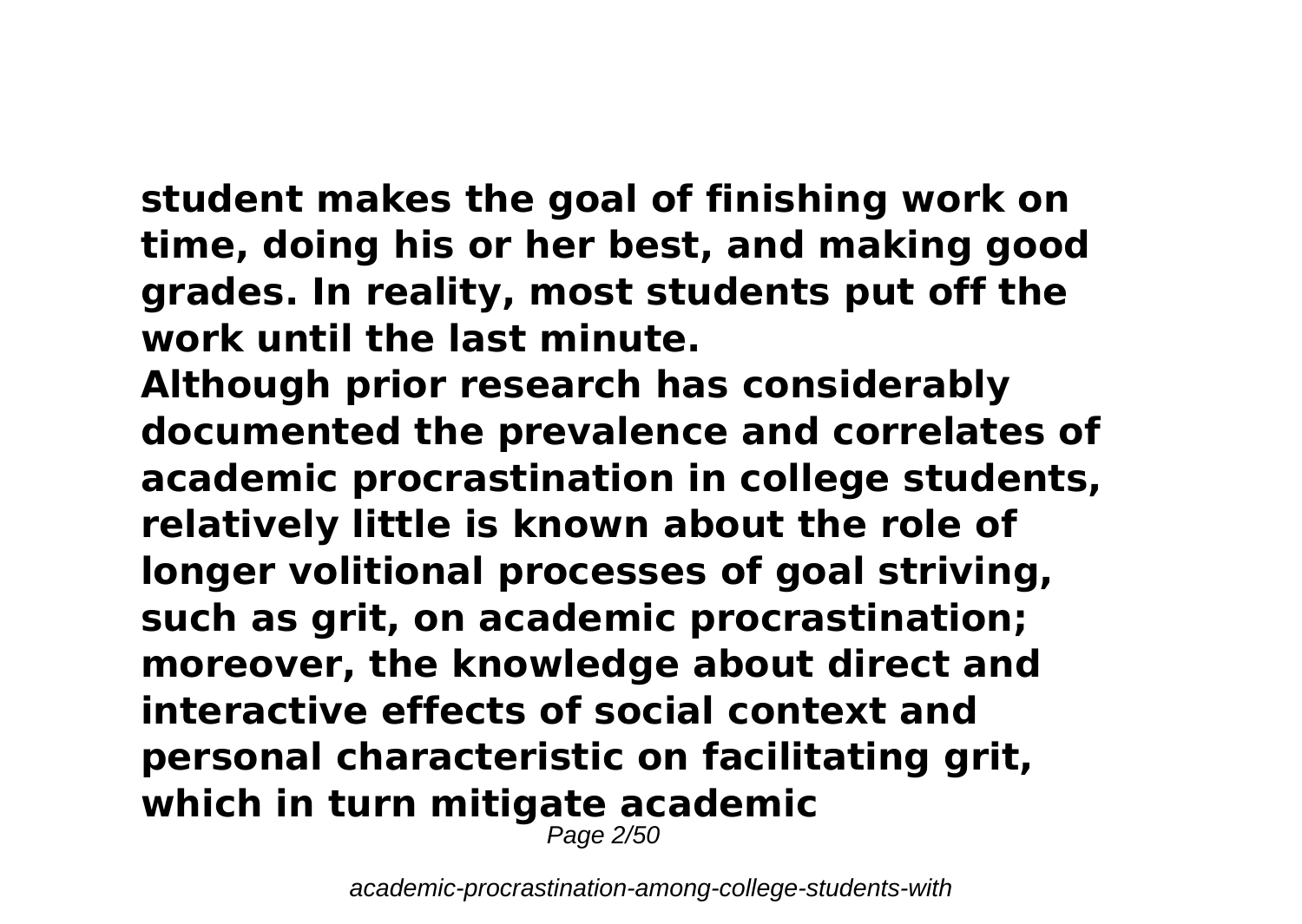**student makes the goal of finishing work on time, doing his or her best, and making good grades. In reality, most students put off the work until the last minute.**

**Although prior research has considerably documented the prevalence and correlates of academic procrastination in college students, relatively little is known about the role of longer volitional processes of goal striving, such as grit, on academic procrastination; moreover, the knowledge about direct and interactive effects of social context and personal characteristic on facilitating grit, which in turn mitigate academic**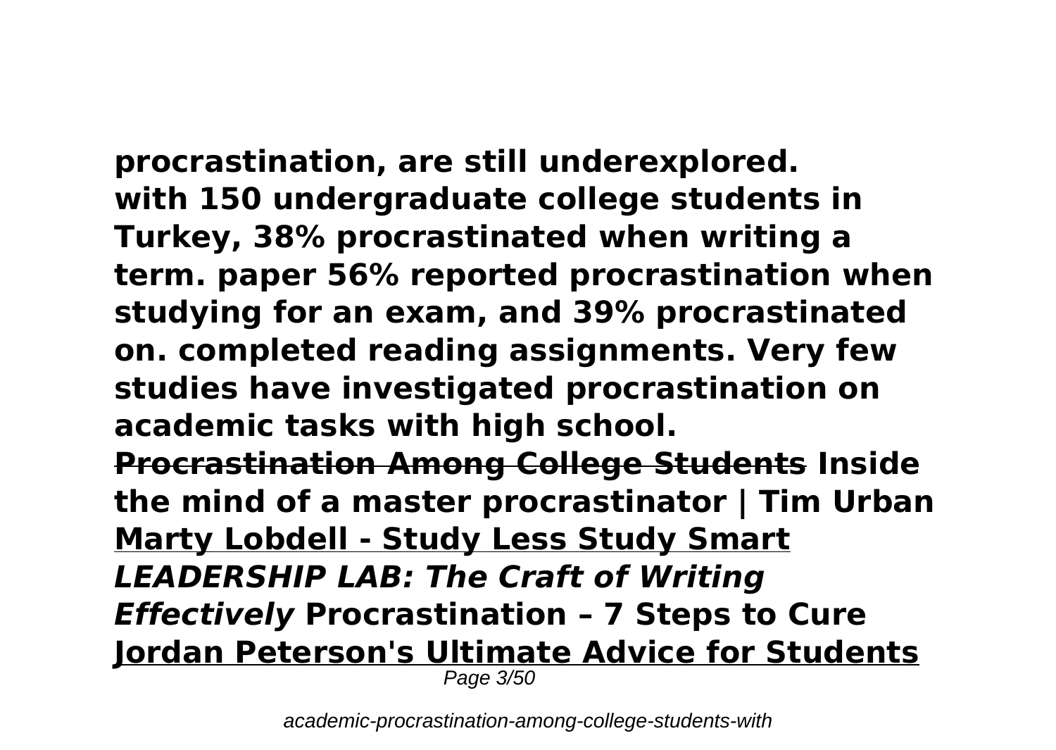**procrastination, are still underexplored. with 150 undergraduate college students in Turkey, 38% procrastinated when writing a term. paper 56% reported procrastination when studying for an exam, and 39% procrastinated on. completed reading assignments. Very few studies have investigated procrastination on academic tasks with high school.**

**Procrastination Among College Students** **Inside the mind of a master procrastinator | Tim Urban** **Marty Lobdell - Study Less Study Smart** ***LEADERSHIP LAB: The Craft of Writing Effectively*** **Procrastination – 7 Steps to Cure** **Jordan Peterson's Ultimate Advice for Students**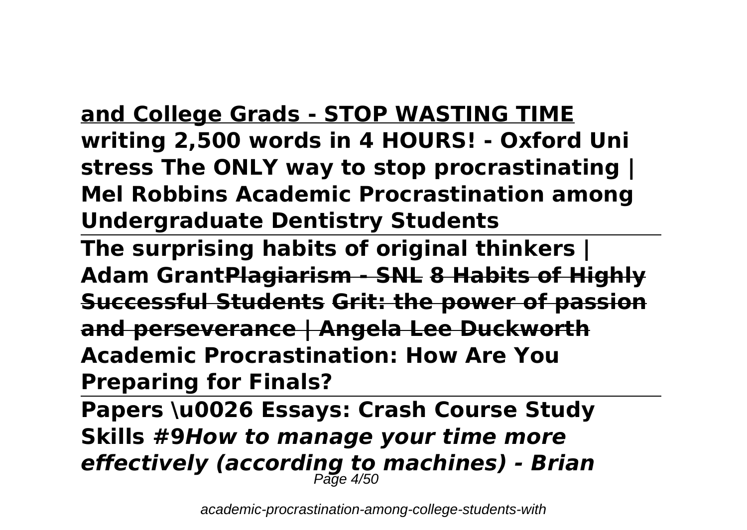**and College Grads - STOP WASTING TIME** **writing 2,500 words in 4 HOURS! - Oxford Uni stress The ONLY way to stop procrastinating | Mel Robbins Academic Procrastination among Undergraduate Dentistry Students**

---

**The surprising habits of original thinkers | Adam Grant~~Plagiarism - SNL~~ ~~8 Habits of Highly Successful Students~~ ~~Grit: the power of passion and perseverance | Angela Lee Duckworth~~ Academic Procrastination: How Are You Preparing for Finals?**

---

**Papers \u0026 Essays: Crash Course Study Skills #9*How to manage your time more effectively (according to machines) - Brian***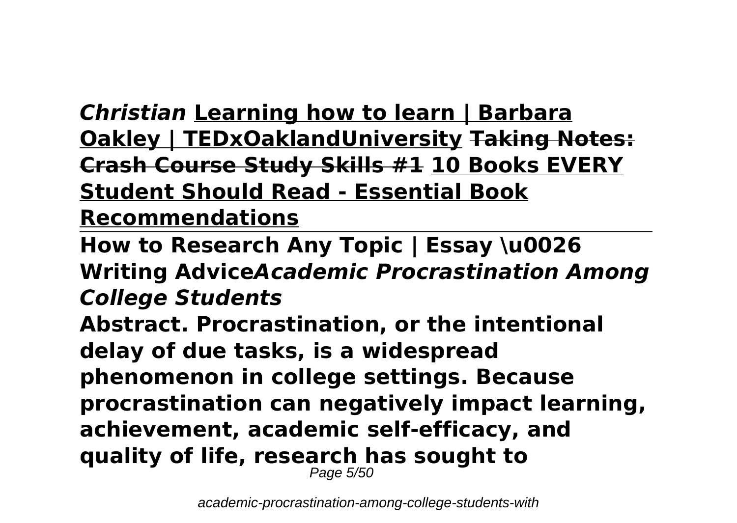***Christian*** **Learning how to learn | Barbara Oakley | TEDxOaklandUniversity** ~~**Taking Notes: Crash Course Study Skills #1**~~ **10 Books EVERY Student Should Read - Essential Book Recommendations**

---

**How to Research Any Topic | Essay \u0026 Writing Advice*****Academic Procrastination Among College Students***

**Abstract. Procrastination, or the intentional delay of due tasks, is a widespread phenomenon in college settings. Because procrastination can negatively impact learning, achievement, academic self-efficacy, and quality of life, research has sought to**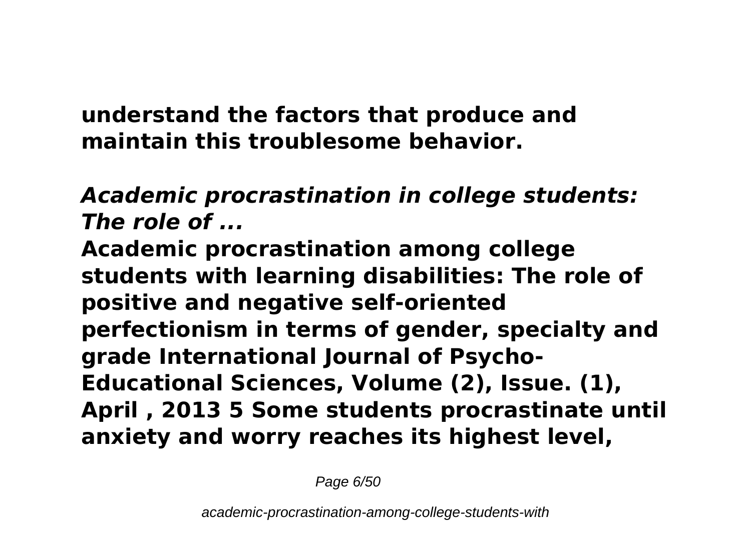**understand the factors that produce and maintain this troublesome behavior.**

***Academic procrastination in college students: The role of ...***

**Academic procrastination among college students with learning disabilities: The role of positive and negative self-oriented perfectionism in terms of gender, specialty and grade International Journal of Psycho-Educational Sciences, Volume (2), Issue. (1), April , 2013 5 Some students procrastinate until anxiety and worry reaches its highest level,**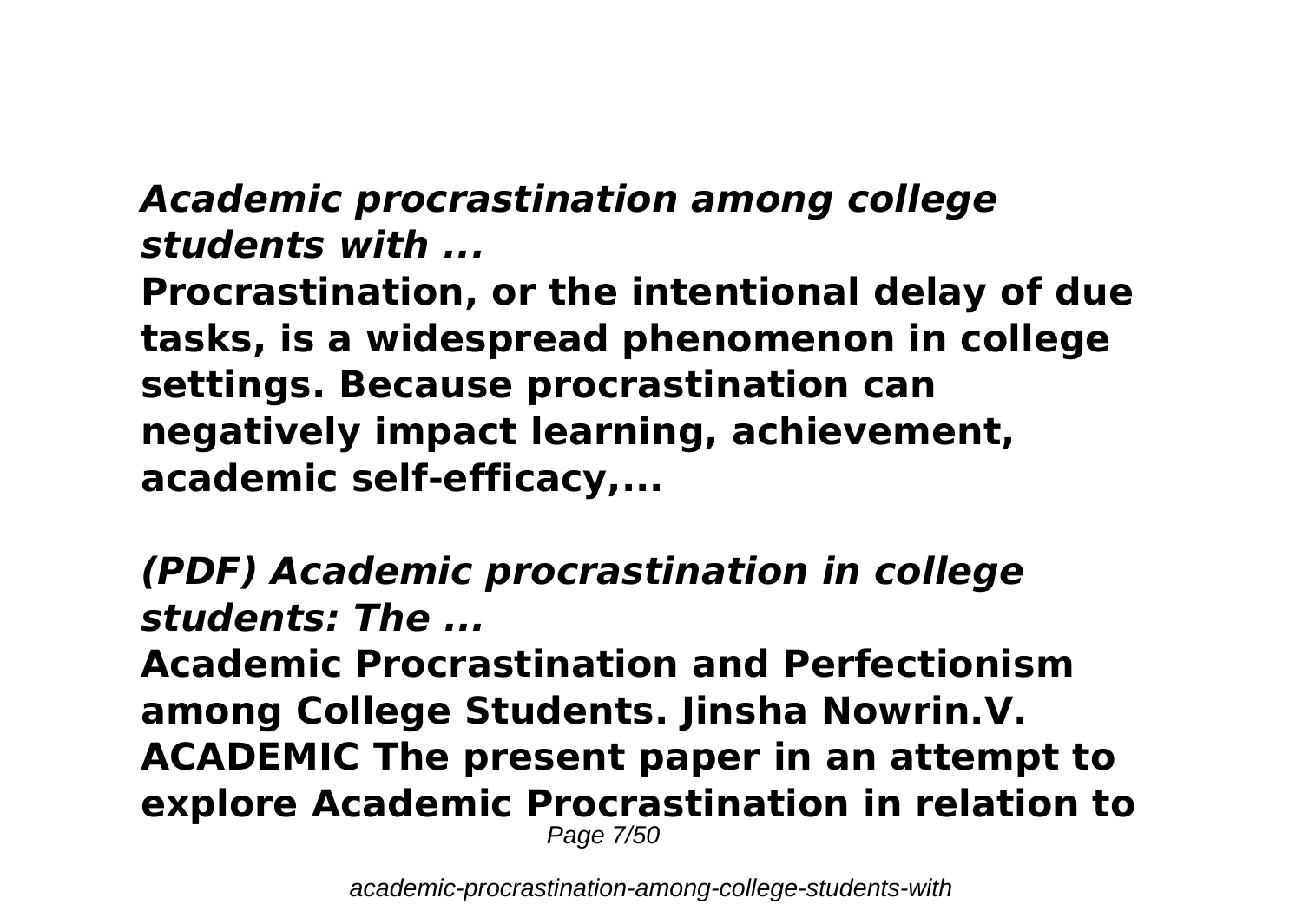***Academic procrastination among college students with ...***

**Procrastination, or the intentional delay of due tasks, is a widespread phenomenon in college settings. Because procrastination can negatively impact learning, achievement, academic self-efficacy,...**

***(PDF) Academic procrastination in college students: The ...***

**Academic Procrastination and Perfectionism among College Students. Jinsha Nowrin.V. ACADEMIC The present paper in an attempt to explore Academic Procrastination in relation to**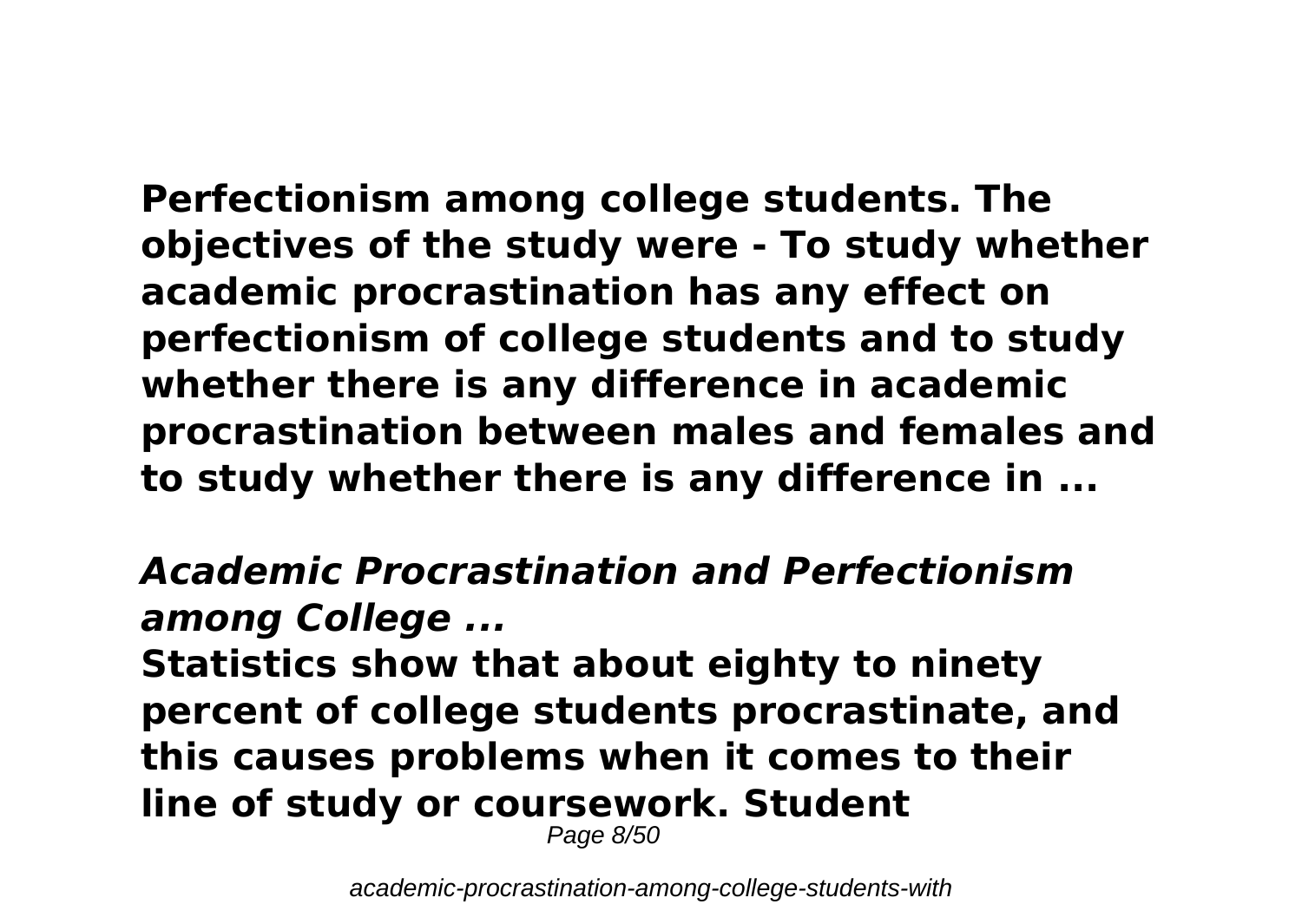**Perfectionism among college students. The objectives of the study were - To study whether academic procrastination has any effect on perfectionism of college students and to study whether there is any difference in academic procrastination between males and females and to study whether there is any difference in ...**

## ***Academic Procrastination and Perfectionism among College ...***

**Statistics show that about eighty to ninety percent of college students procrastinate, and this causes problems when it comes to their line of study or coursework. Student**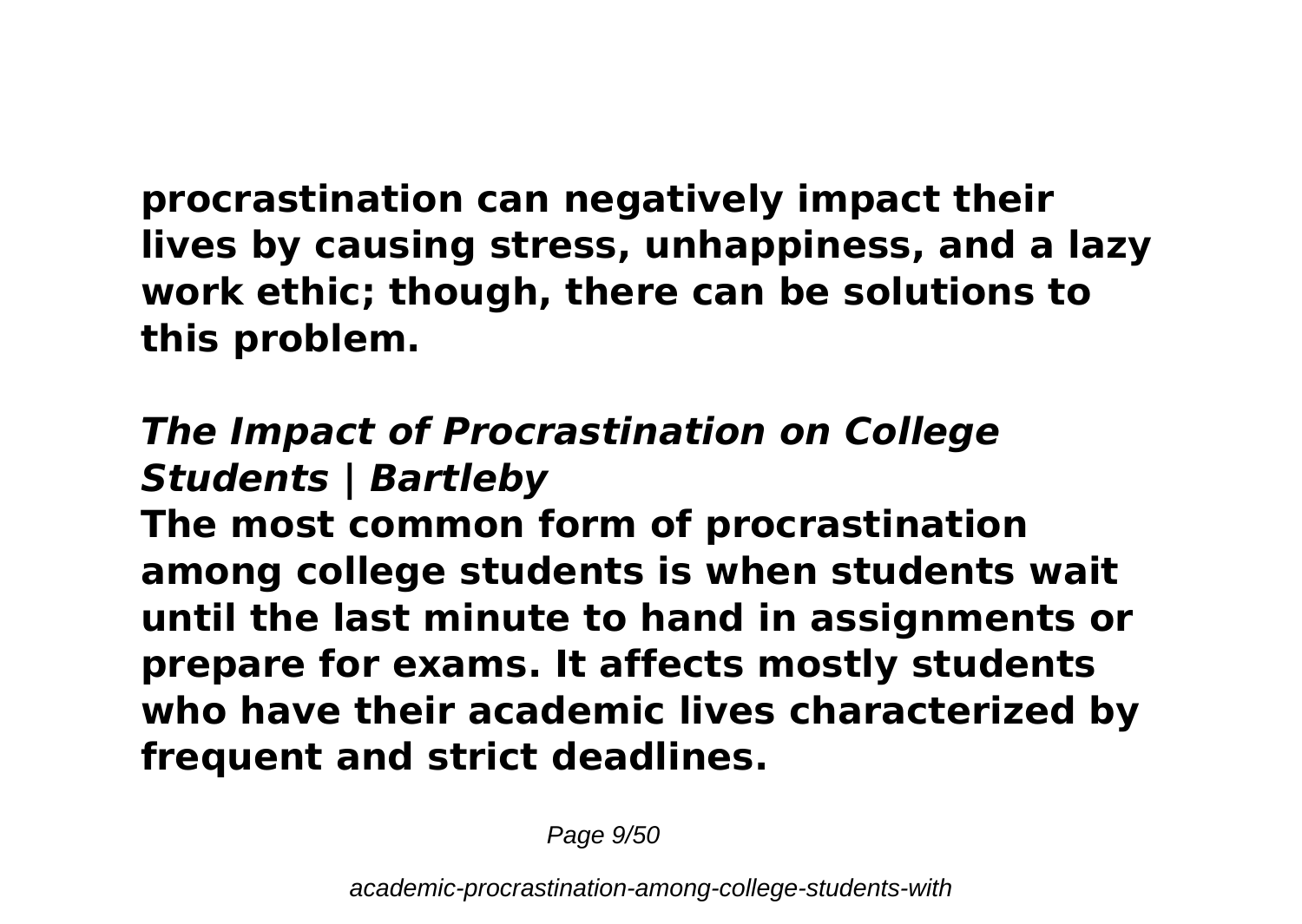**procrastination can negatively impact their lives by causing stress, unhappiness, and a lazy work ethic; though, there can be solutions to this problem.**

## *The Impact of Procrastination on College Students | Bartleby*

**The most common form of procrastination among college students is when students wait until the last minute to hand in assignments or prepare for exams. It affects mostly students who have their academic lives characterized by frequent and strict deadlines.**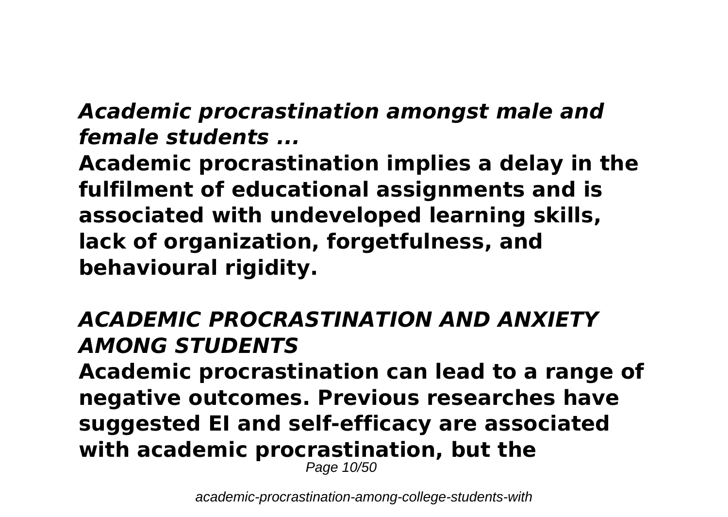### *Academic procrastination amongst male and female students ...*

**Academic procrastination implies a delay in the fulfilment of educational assignments and is associated with undeveloped learning skills, lack of organization, forgetfulness, and behavioural rigidity.**

### *ACADEMIC PROCRASTINATION AND ANXIETY AMONG STUDENTS*

**Academic procrastination can lead to a range of negative outcomes. Previous researches have suggested EI and self-efficacy are associated with academic procrastination, but the**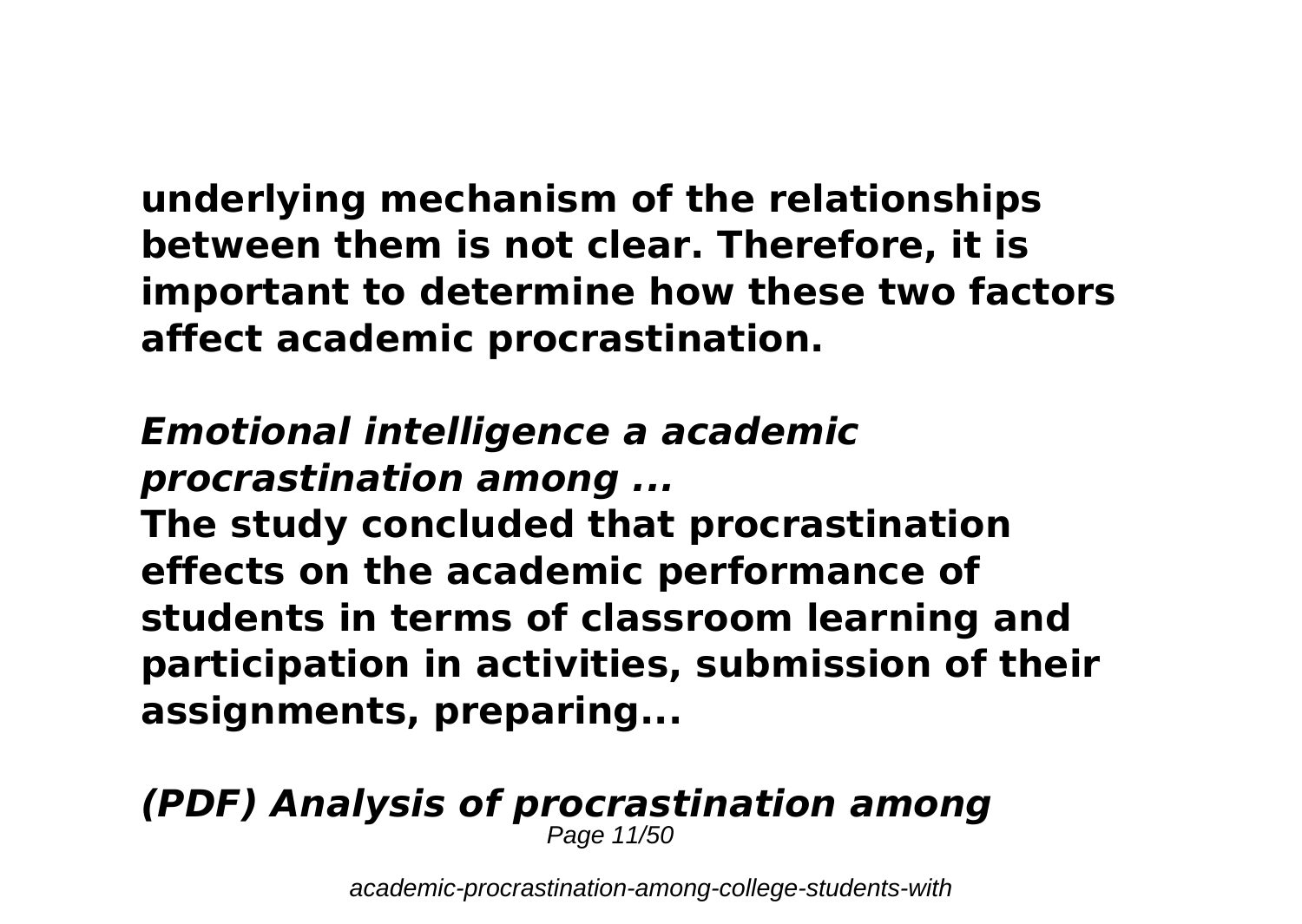**underlying mechanism of the relationships between them is not clear. Therefore, it is important to determine how these two factors affect academic procrastination.**

### *Emotional intelligence a academic procrastination among ...*

**The study concluded that procrastination effects on the academic performance of students in terms of classroom learning and participation in activities, submission of their assignments, preparing...**

### *(PDF) Analysis of procrastination among*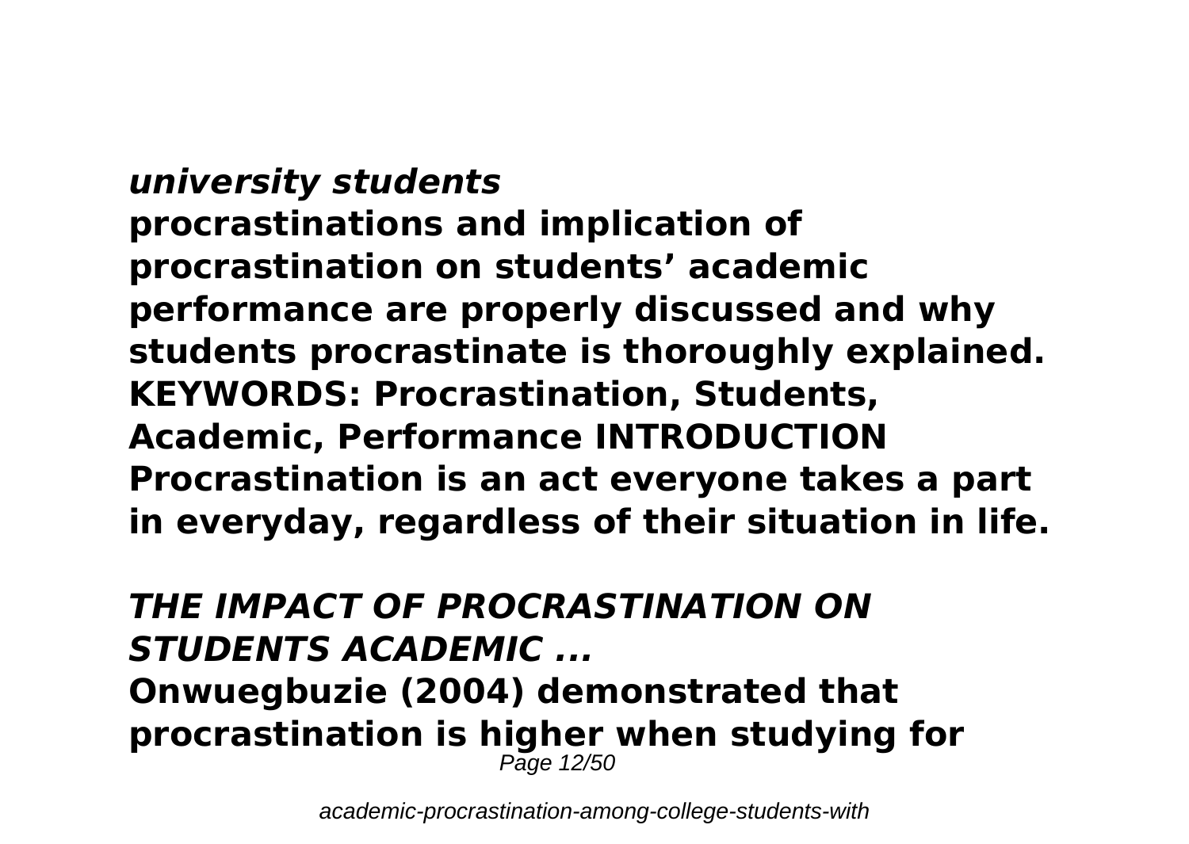## *university students*

**procrastinations and implication of procrastination on students' academic performance are properly discussed and why students procrastinate is thoroughly explained. KEYWORDS: Procrastination, Students, Academic, Performance INTRODUCTION Procrastination is an act everyone takes a part in everyday, regardless of their situation in life.**

## *THE IMPACT OF PROCRASTINATION ON STUDENTS ACADEMIC ...*

**Onwuegbuzie (2004) demonstrated that procrastination is higher when studying for**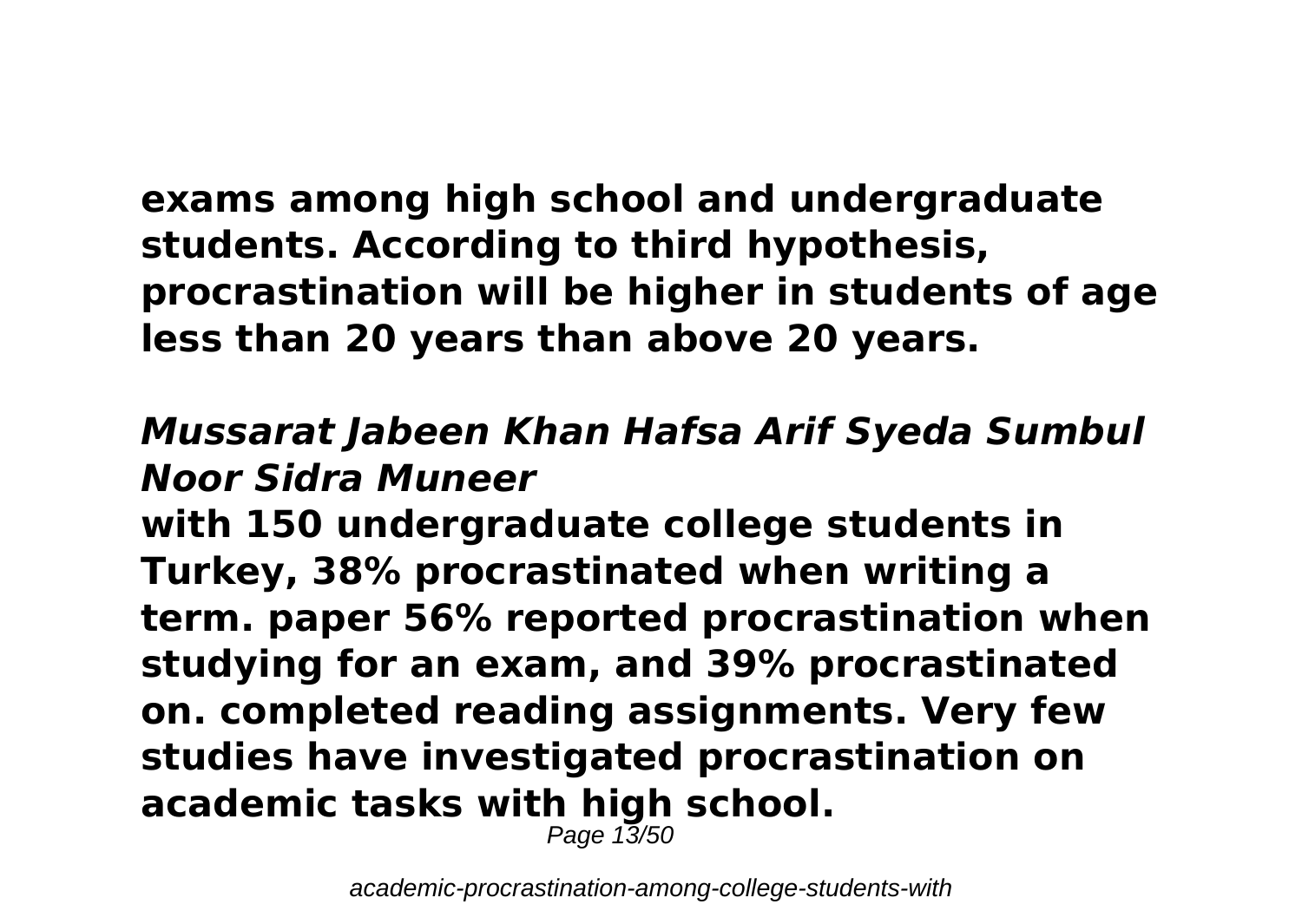**exams among high school and undergraduate students. According to third hypothesis, procrastination will be higher in students of age less than 20 years than above 20 years.**

### *Mussarat Jabeen Khan Hafsa Arif Syeda Sumbul Noor Sidra Muneer*

**with 150 undergraduate college students in Turkey, 38% procrastinated when writing a term. paper 56% reported procrastination when studying for an exam, and 39% procrastinated on. completed reading assignments. Very few studies have investigated procrastination on academic tasks with high school.**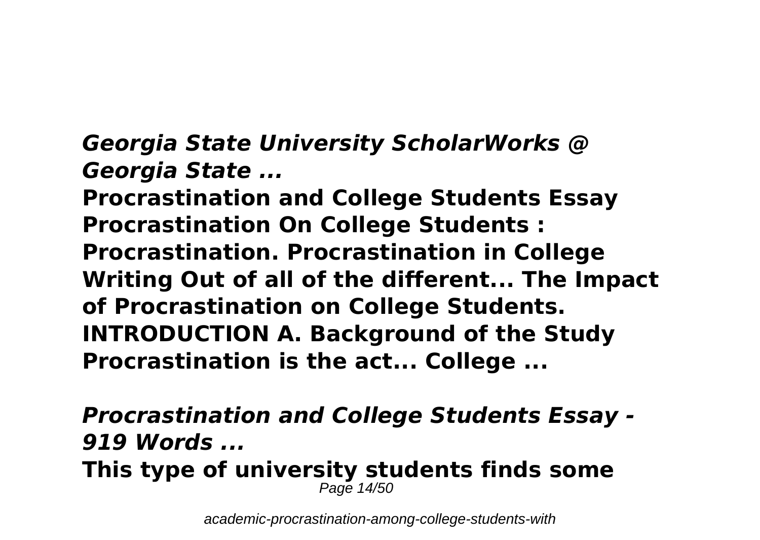***Georgia State University ScholarWorks @ Georgia State ...***

**Procrastination and College Students Essay Procrastination On College Students : Procrastination. Procrastination in College Writing Out of all of the different... The Impact of Procrastination on College Students. INTRODUCTION A. Background of the Study Procrastination is the act... College ...**

***Procrastination and College Students Essay - 919 Words ...***

**This type of university students finds some**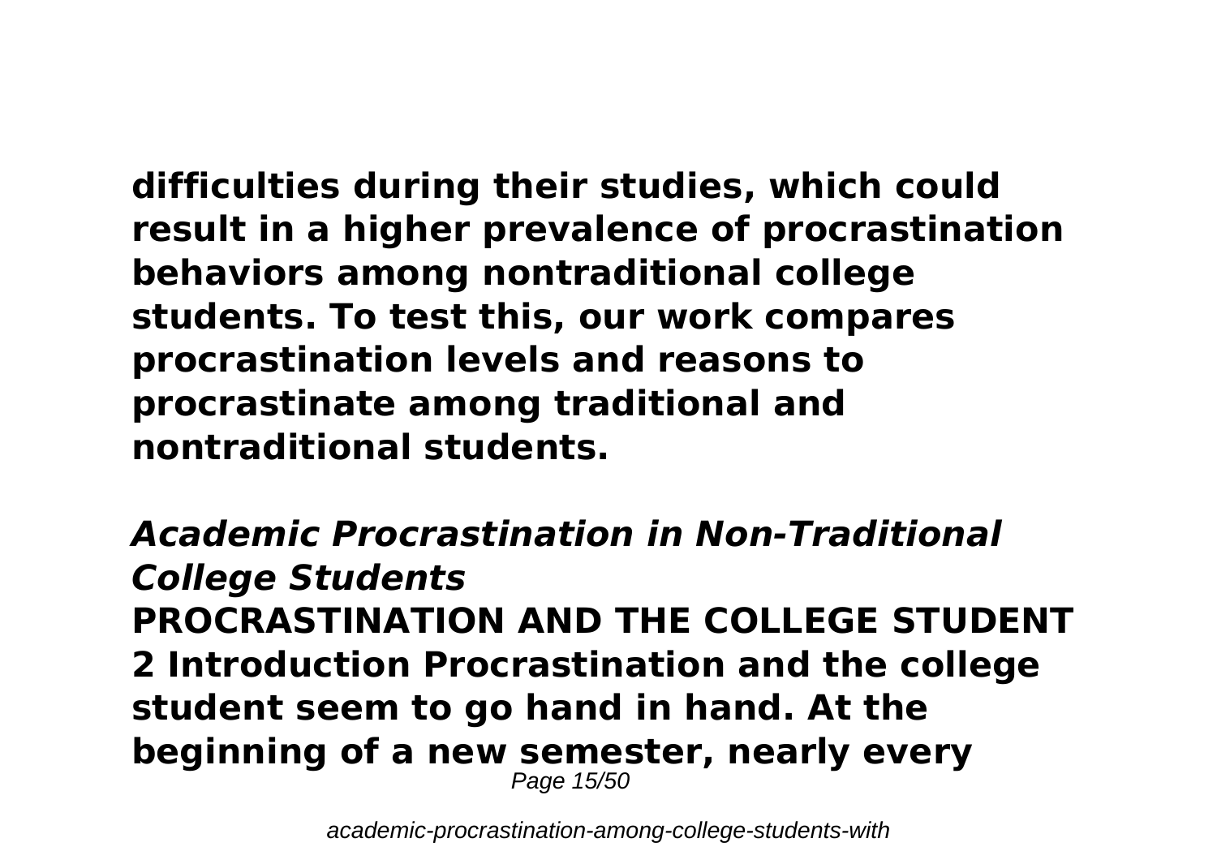**difficulties during their studies, which could result in a higher prevalence of procrastination behaviors among nontraditional college students. To test this, our work compares procrastination levels and reasons to procrastinate among traditional and nontraditional students.**

***Academic Procrastination in Non-Traditional College Students***

**PROCRASTINATION AND THE COLLEGE STUDENT 2 Introduction Procrastination and the college student seem to go hand in hand. At the beginning of a new semester, nearly every**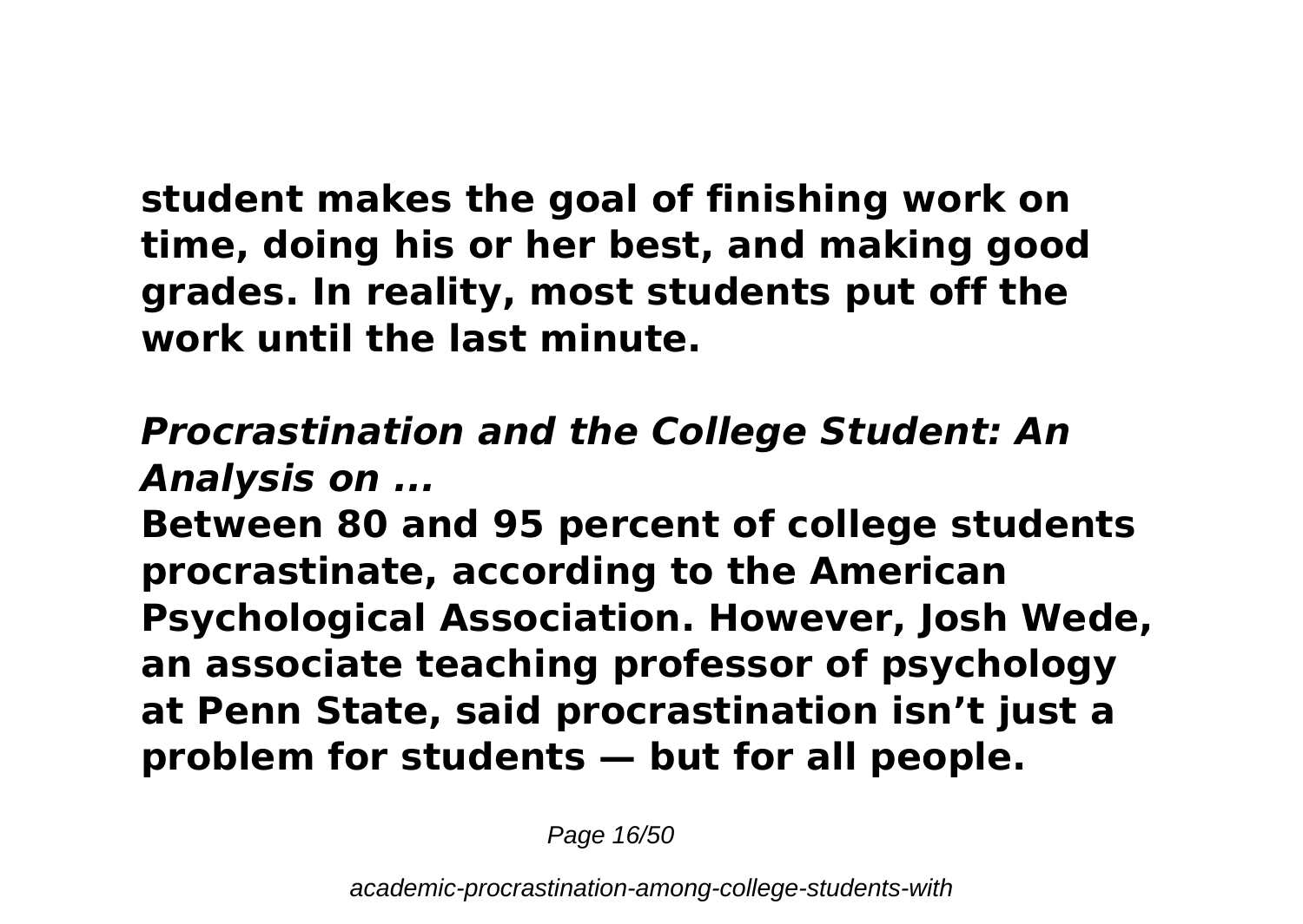**student makes the goal of finishing work on time, doing his or her best, and making good grades. In reality, most students put off the work until the last minute.**

## ***Procrastination and the College Student: An Analysis on ...***

**Between 80 and 95 percent of college students procrastinate, according to the American Psychological Association. However, Josh Wede, an associate teaching professor of psychology at Penn State, said procrastination isn't just a problem for students — but for all people.**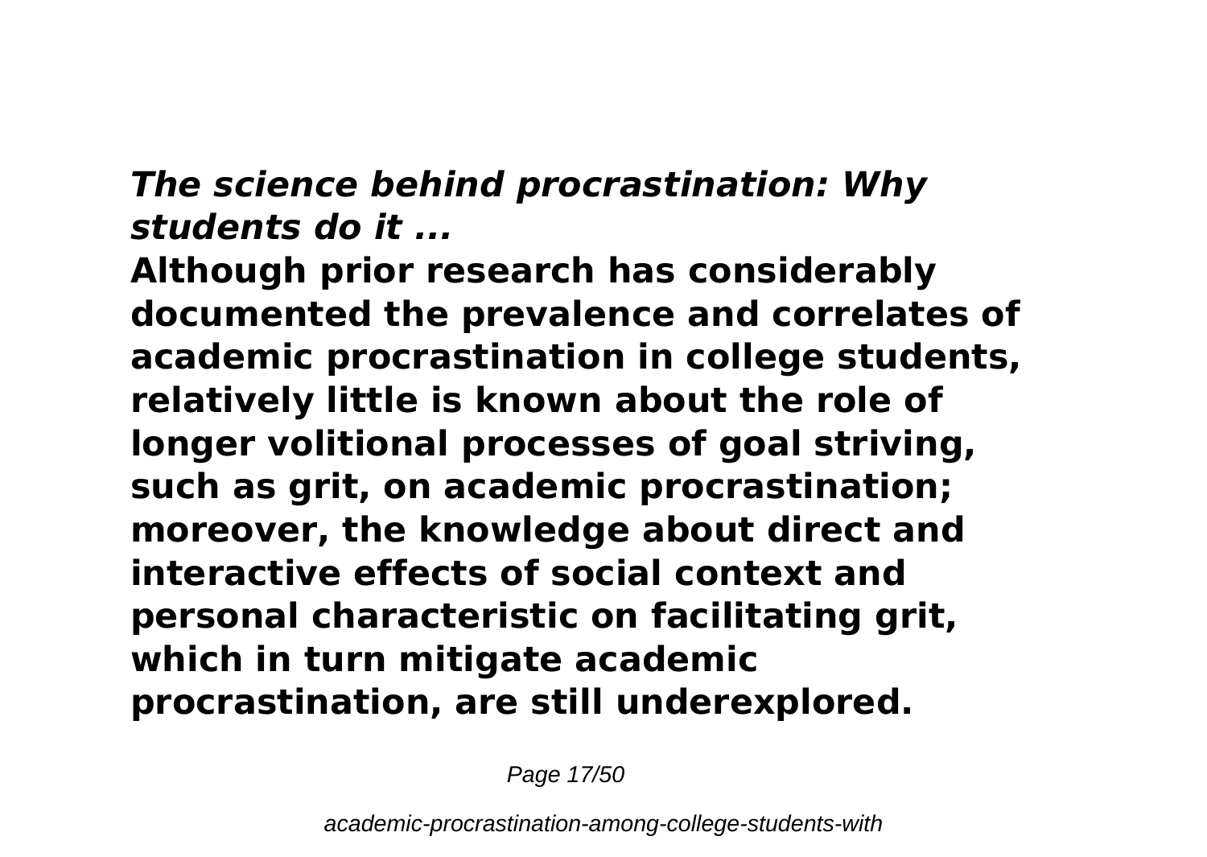***The science behind procrastination: Why students do it ...***

**Although prior research has considerably documented the prevalence and correlates of academic procrastination in college students, relatively little is known about the role of longer volitional processes of goal striving, such as grit, on academic procrastination; moreover, the knowledge about direct and interactive effects of social context and personal characteristic on facilitating grit, which in turn mitigate academic procrastination, are still underexplored.**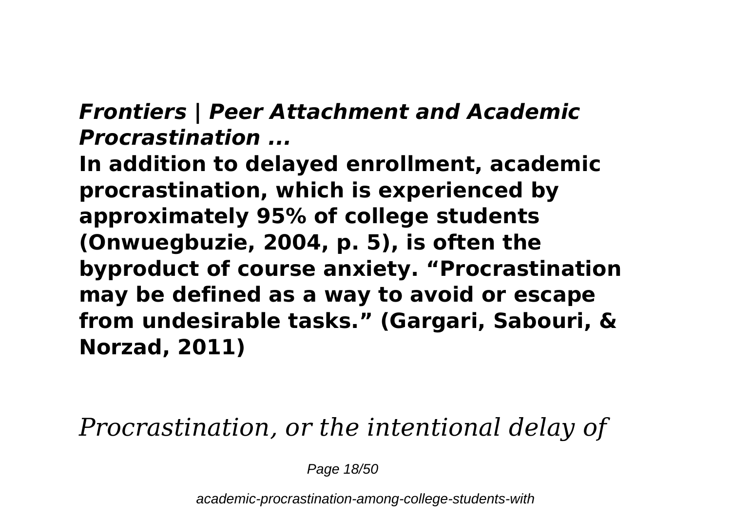### *Frontiers | Peer Attachment and Academic Procrastination ...*

**In addition to delayed enrollment, academic procrastination, which is experienced by approximately 95% of college students (Onwuegbuzie, 2004, p. 5), is often the byproduct of course anxiety. “Procrastination may be defined as a way to avoid or escape from undesirable tasks.” (Gargari, Sabouri, & Norzad, 2011)**

*Procrastination, or the intentional delay of*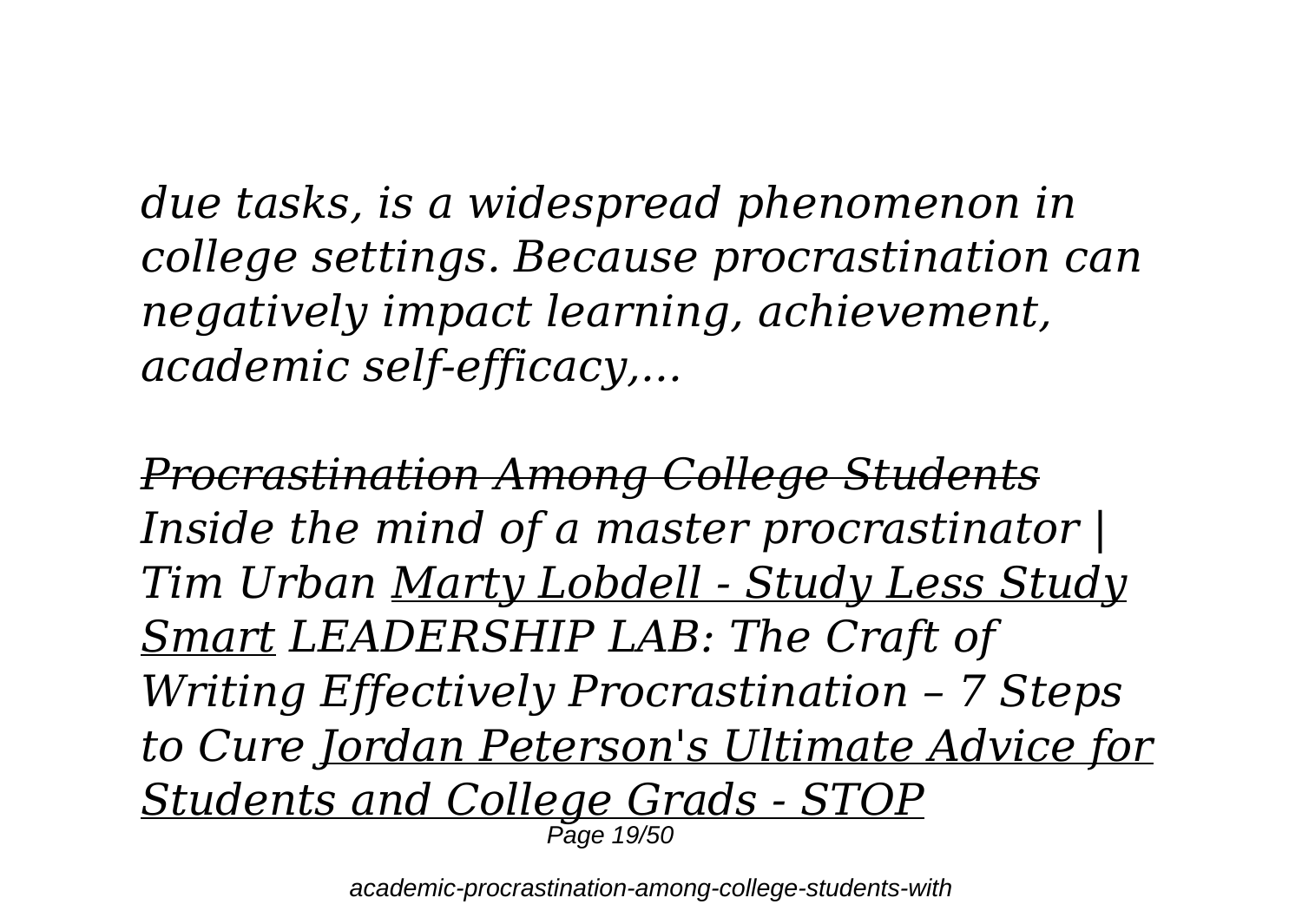*due tasks, is a widespread phenomenon in college settings. Because procrastination can negatively impact learning, achievement, academic self-efficacy,...*

*Procrastination Among College Students* *Inside the mind of a master procrastinator | Tim Urban* *Marty Lobdell - Study Less Study Smart* *LEADERSHIP LAB: The Craft of Writing Effectively* *Procrastination – 7 Steps to Cure* *Jordan Peterson's Ultimate Advice for Students and College Grads - STOP*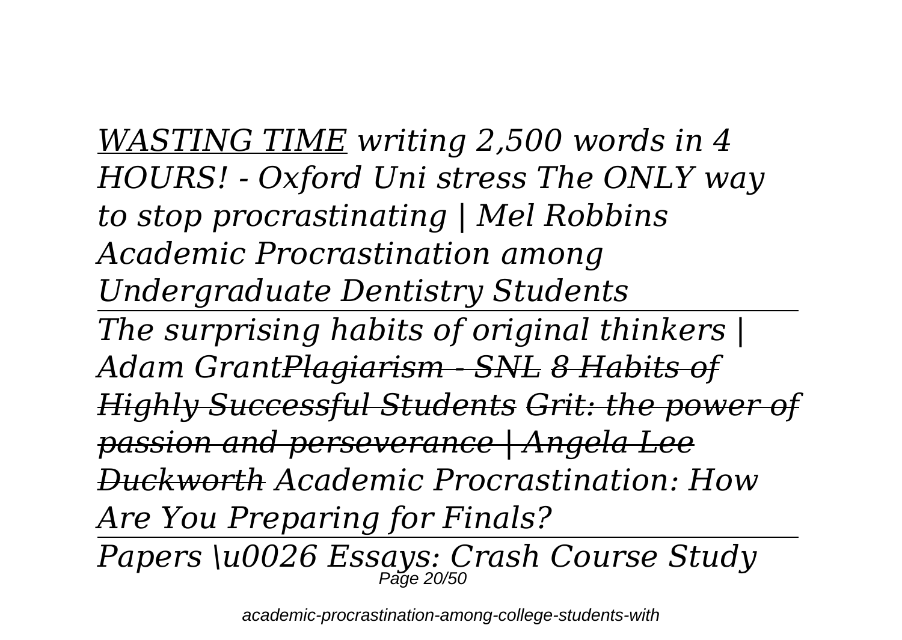*WASTING TIME writing 2,500 words in 4 HOURS! - Oxford Uni stress The ONLY way to stop procrastinating | Mel Robbins Academic Procrastination among Undergraduate Dentistry Students*

---

*The surprising habits of original thinkers | Adam Grant~~Plagiarism - SNL~~ ~~8 Habits of Highly Successful Students~~ ~~Grit: the power of passion and perseverance | Angela Lee Duckworth~~ Academic Procrastination: How Are You Preparing for Finals?*

---

*Papers \u0026 Essays: Crash Course Study*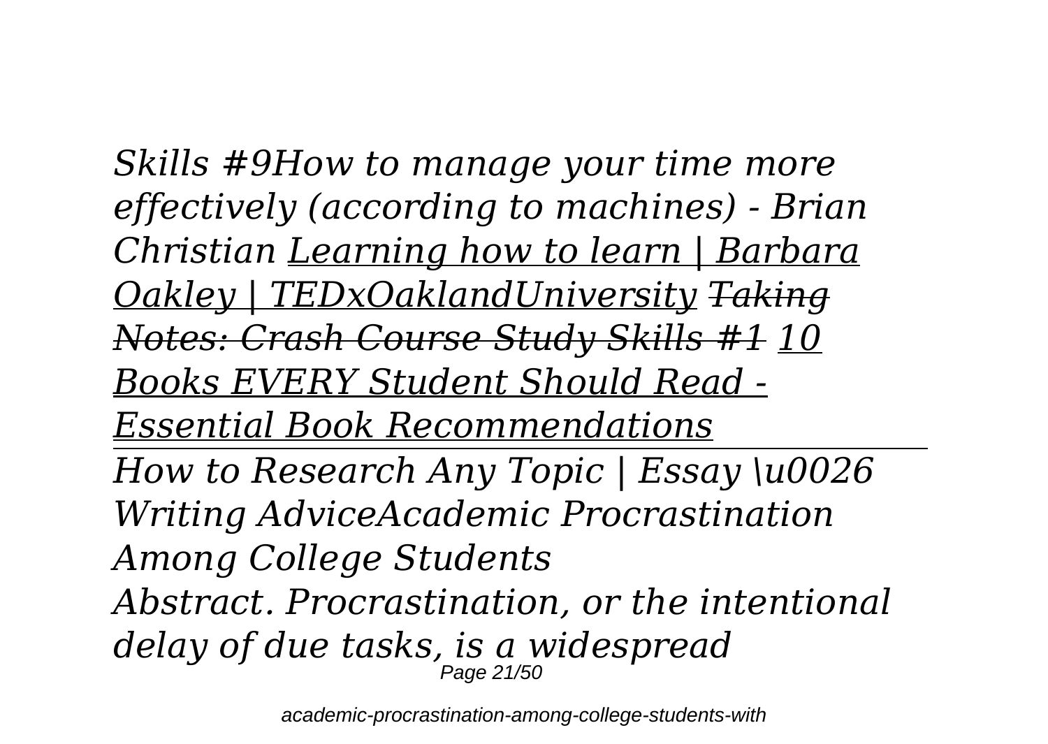*Skills #9How to manage your time more effectively (according to machines) - Brian Christian* *Learning how to learn | Barbara Oakley | TEDxOaklandUniversity* ~~*Taking Notes: Crash Course Study Skills #1*~~ *10 Books EVERY Student Should Read - Essential Book Recommendations*

---

*How to Research Any Topic | Essay \u0026 Writing AdviceAcademic Procrastination Among College Students*

*Abstract. Procrastination, or the intentional delay of due tasks, is a widespread*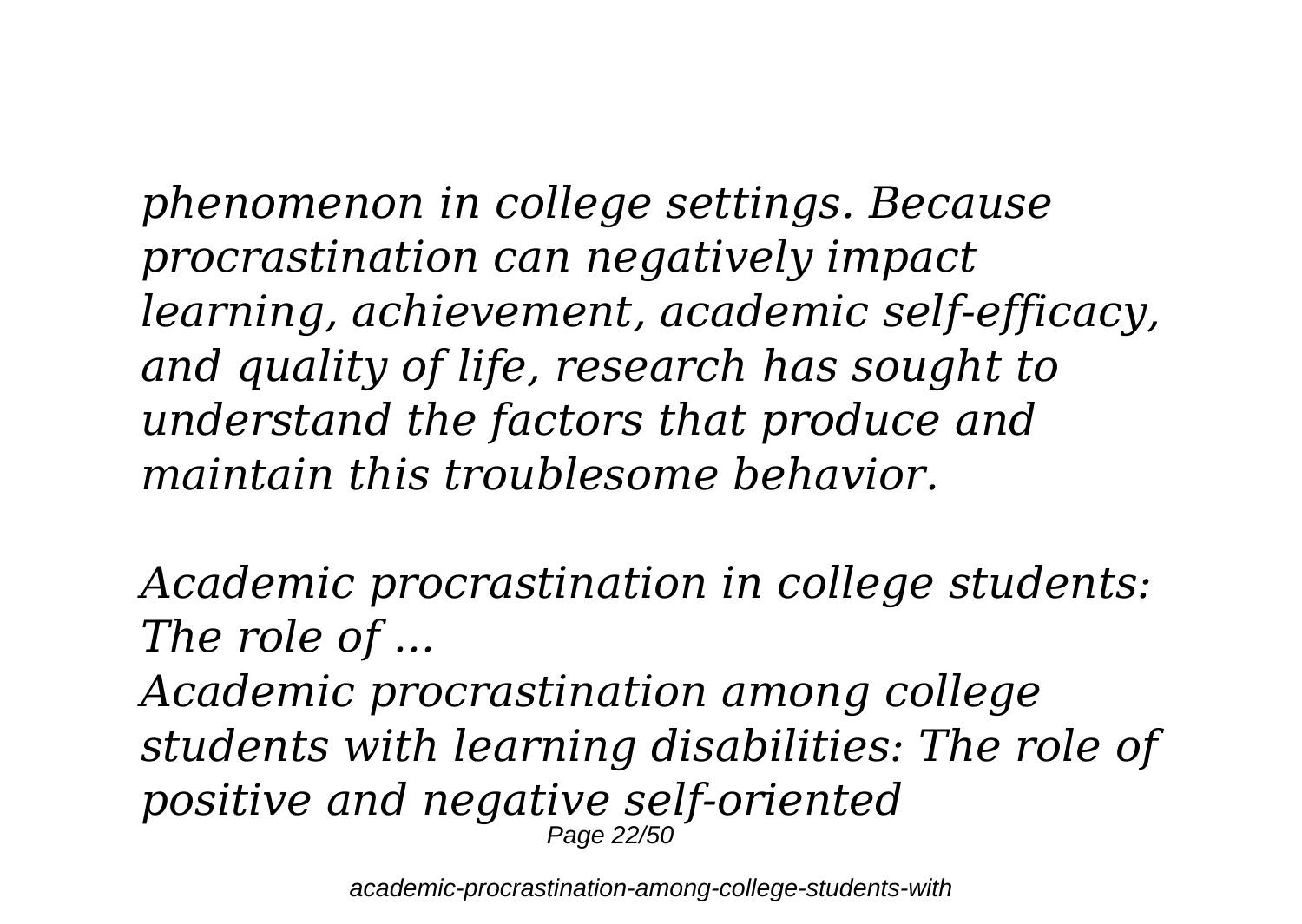*phenomenon in college settings. Because procrastination can negatively impact learning, achievement, academic self-efficacy, and quality of life, research has sought to understand the factors that produce and maintain this troublesome behavior.*

*Academic procrastination in college students: The role of ...*

*Academic procrastination among college students with learning disabilities: The role of positive and negative self-oriented*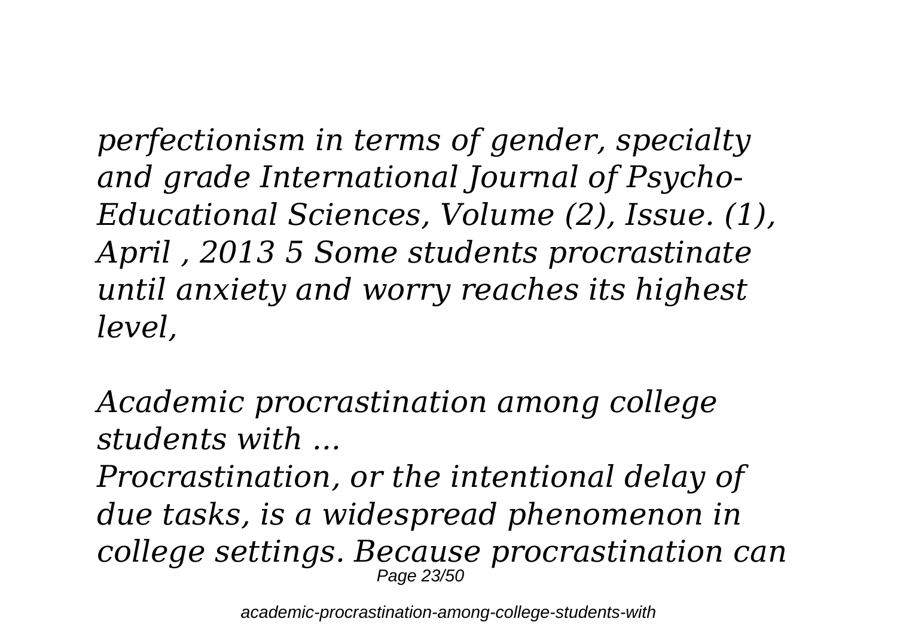*perfectionism in terms of gender, specialty and grade International Journal of Psycho-Educational Sciences, Volume (2), Issue. (1), April , 2013 5 Some students procrastinate until anxiety and worry reaches its highest level,*

***Academic procrastination among college students with ...***

*Procrastination, or the intentional delay of due tasks, is a widespread phenomenon in college settings. Because procrastination can*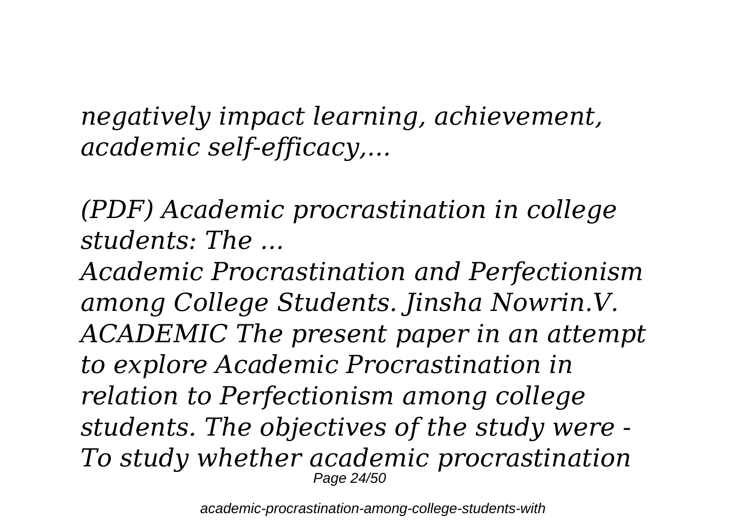*negatively impact learning, achievement, academic self-efficacy,...*

*(PDF) Academic procrastination in college students: The ...*

*Academic Procrastination and Perfectionism among College Students. Jinsha Nowrin.V. ACADEMIC The present paper in an attempt to explore Academic Procrastination in relation to Perfectionism among college students. The objectives of the study were - To study whether academic procrastination*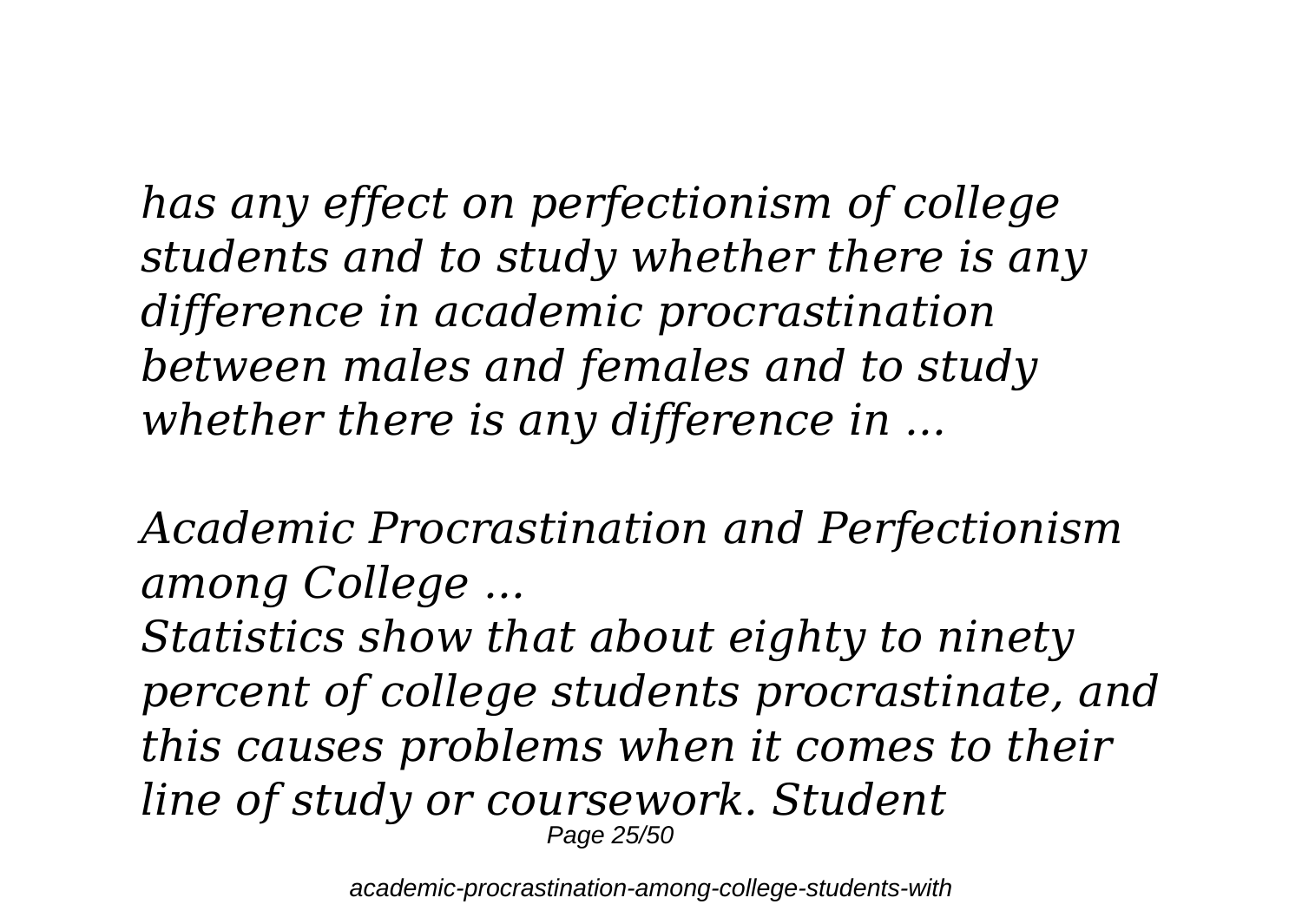*has any effect on perfectionism of college students and to study whether there is any difference in academic procrastination between males and females and to study whether there is any difference in ...*

*Academic Procrastination and Perfectionism among College ...*

*Statistics show that about eighty to ninety percent of college students procrastinate, and this causes problems when it comes to their line of study or coursework. Student*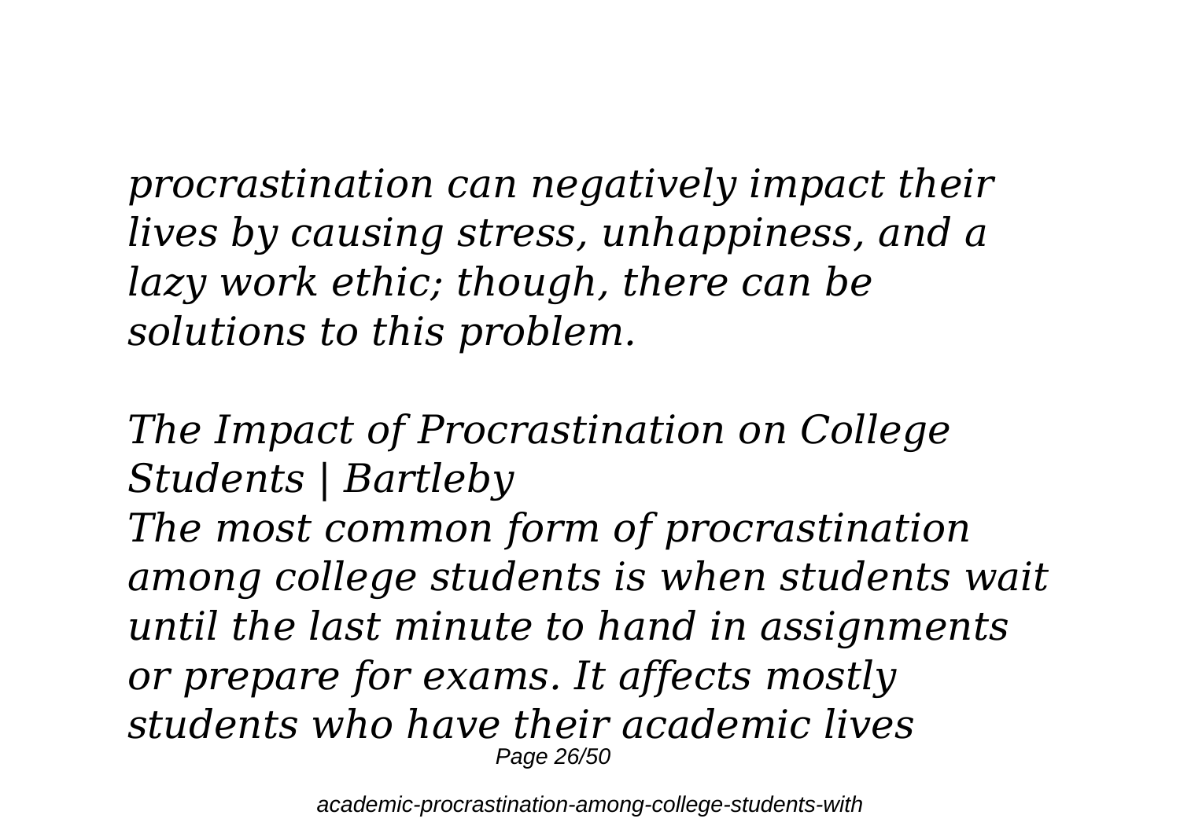*procrastination can negatively impact their lives by causing stress, unhappiness, and a lazy work ethic; though, there can be solutions to this problem.*

*The Impact of Procrastination on College Students | Bartleby*

*The most common form of procrastination among college students is when students wait until the last minute to hand in assignments or prepare for exams. It affects mostly students who have their academic lives*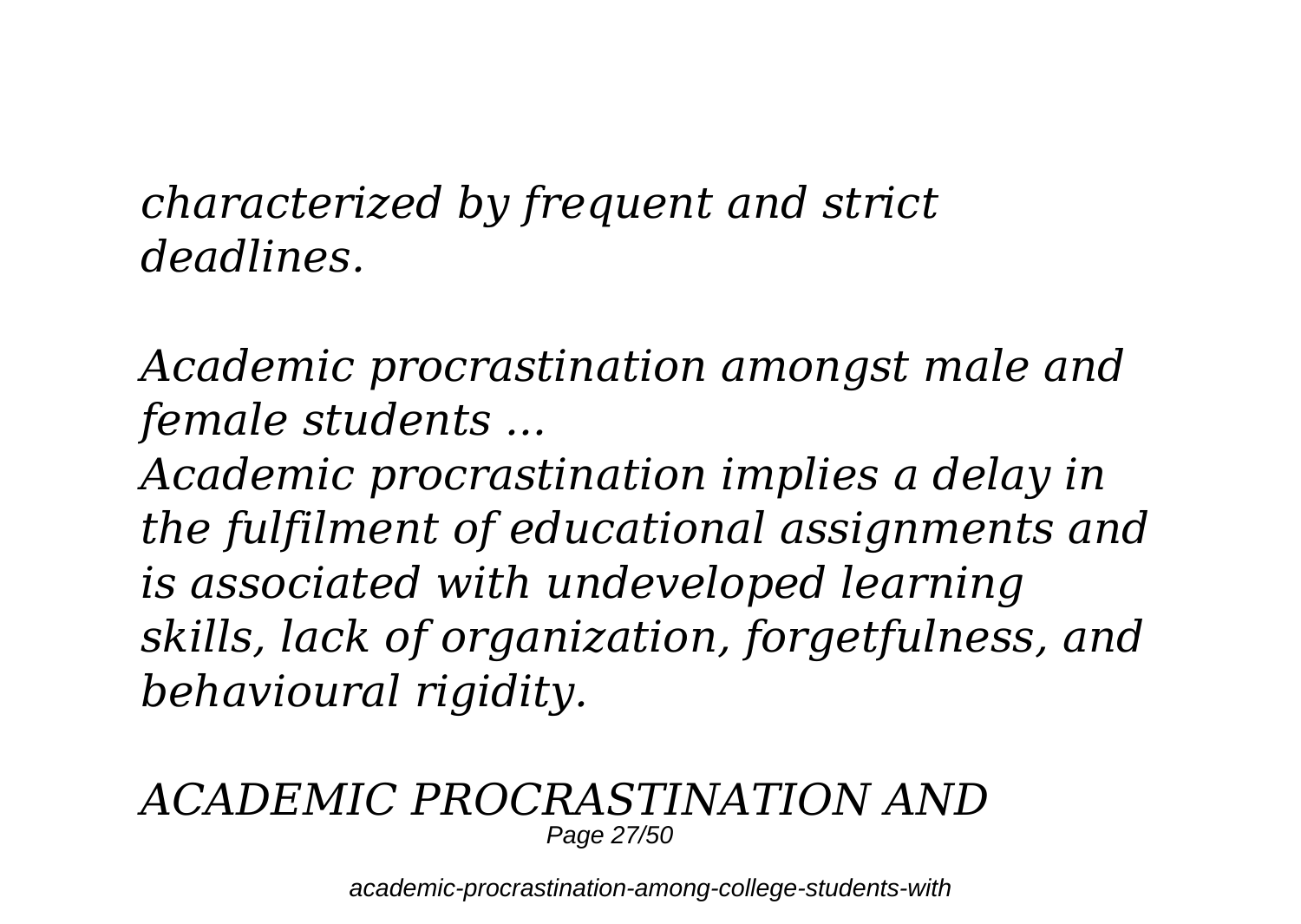*characterized by frequent and strict deadlines.*

*Academic procrastination amongst male and female students ...*

*Academic procrastination implies a delay in the fulfilment of educational assignments and is associated with undeveloped learning skills, lack of organization, forgetfulness, and behavioural rigidity.*

*ACADEMIC PROCRASTINATION AND*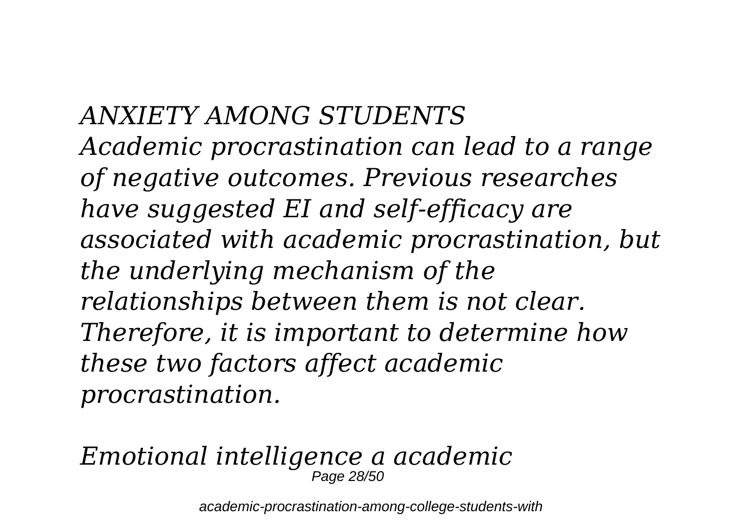*ANXIETY AMONG STUDENTS*
*Academic procrastination can lead to a range of negative outcomes. Previous researches have suggested EI and self-efficacy are associated with academic procrastination, but the underlying mechanism of the relationships between them is not clear. Therefore, it is important to determine how these two factors affect academic procrastination.*

*Emotional intelligence a academic*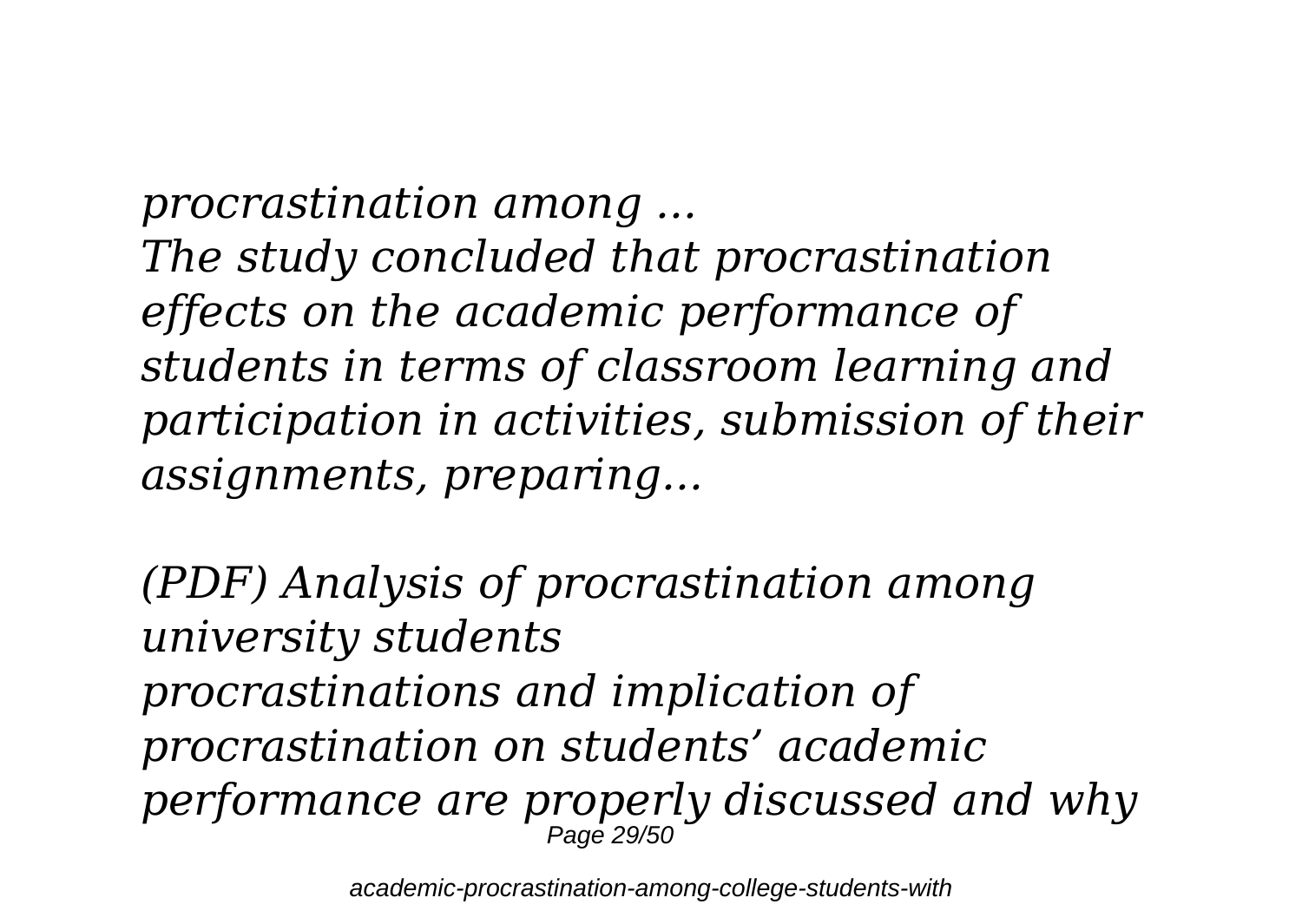*procrastination among ...*
*The study concluded that procrastination effects on the academic performance of students in terms of classroom learning and participation in activities, submission of their assignments, preparing...*

*(PDF) Analysis of procrastination among university students*
*procrastinations and implication of procrastination on students' academic performance are properly discussed and why*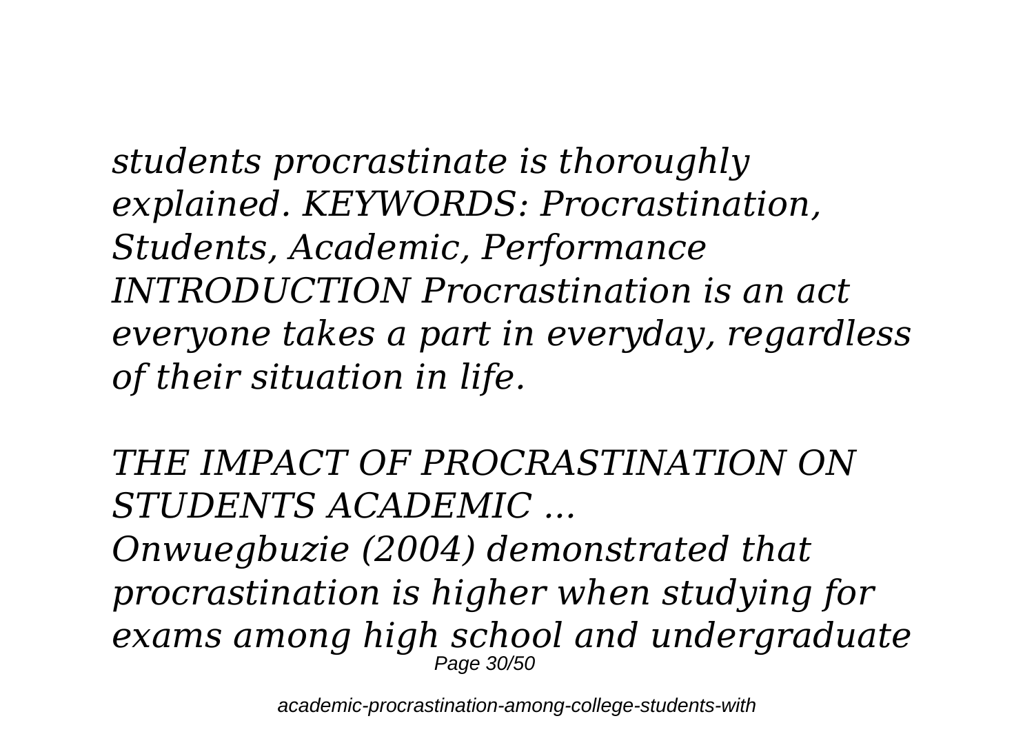*students procrastinate is thoroughly explained. KEYWORDS: Procrastination, Students, Academic, Performance INTRODUCTION Procrastination is an act everyone takes a part in everyday, regardless of their situation in life.*

*THE IMPACT OF PROCRASTINATION ON STUDENTS ACADEMIC ...*

*Onwuegbuzie (2004) demonstrated that procrastination is higher when studying for exams among high school and undergraduate*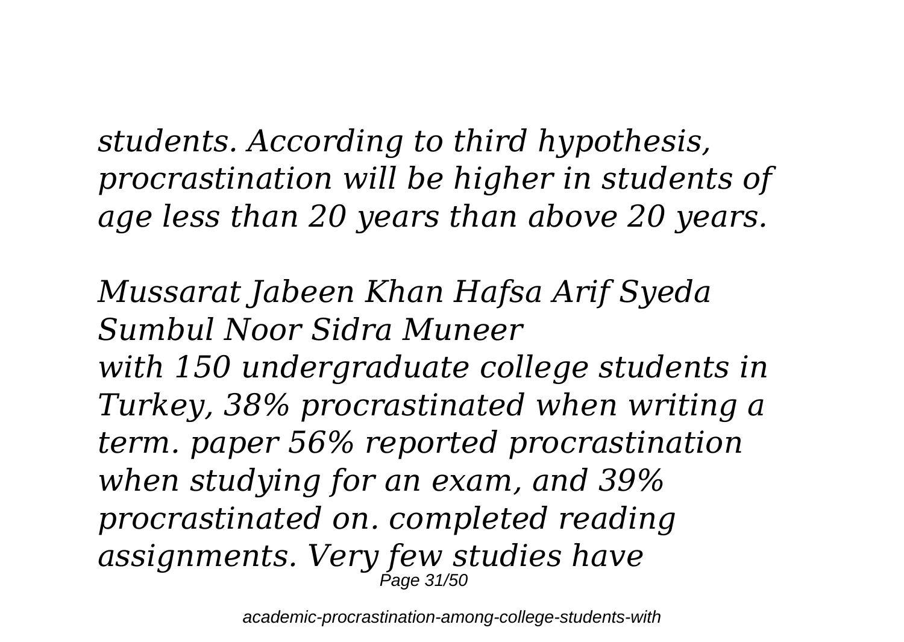*students. According to third hypothesis, procrastination will be higher in students of age less than 20 years than above 20 years.*

*Mussarat Jabeen Khan Hafsa Arif Syeda Sumbul Noor Sidra Muneer*

*with 150 undergraduate college students in Turkey, 38% procrastinated when writing a term. paper 56% reported procrastination when studying for an exam, and 39% procrastinated on. completed reading assignments. Very few studies have*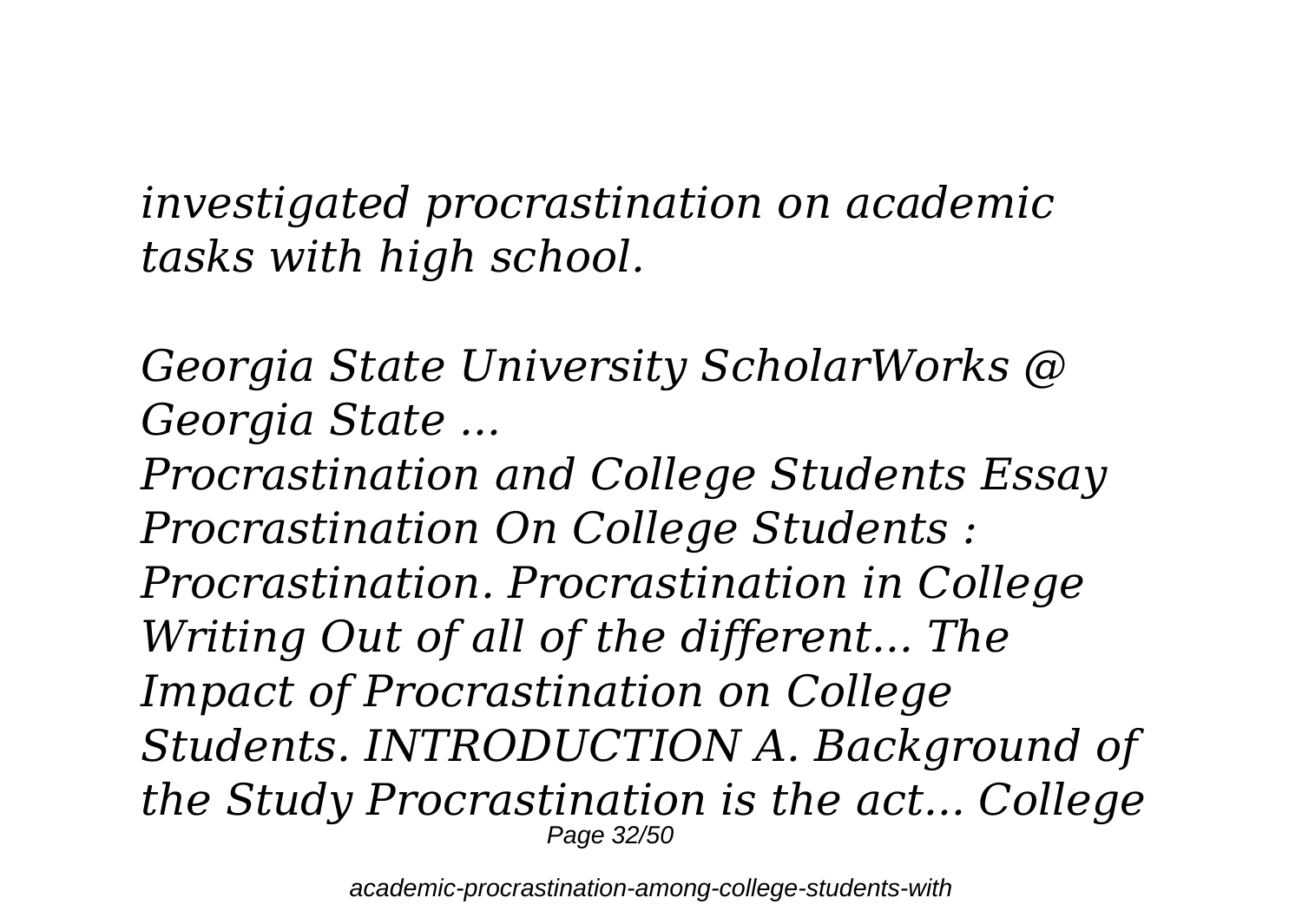*investigated procrastination on academic tasks with high school.*

*Georgia State University ScholarWorks @ Georgia State ...*

*Procrastination and College Students Essay Procrastination On College Students : Procrastination. Procrastination in College Writing Out of all of the different... The Impact of Procrastination on College Students. INTRODUCTION A. Background of the Study Procrastination is the act... College*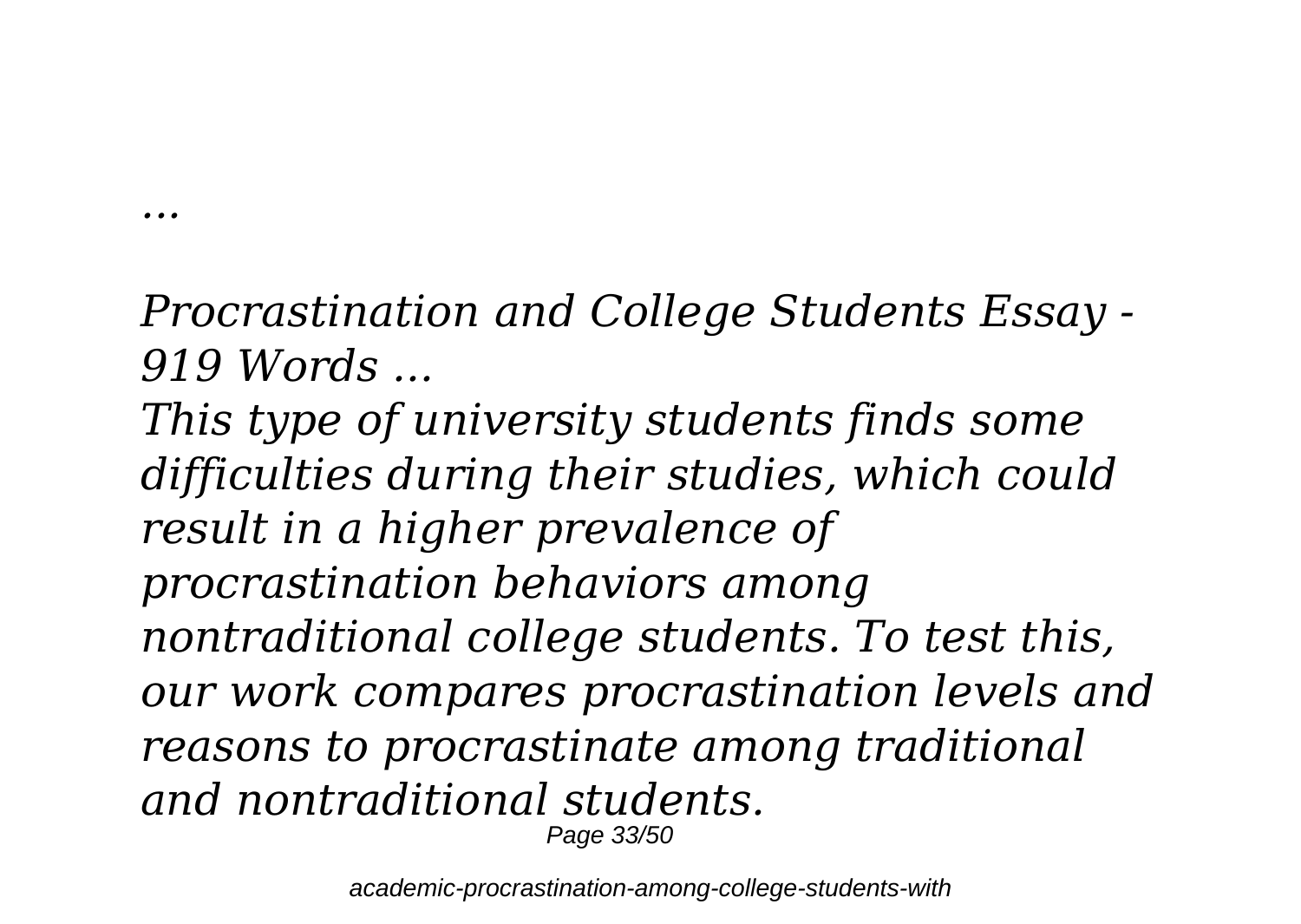*...*

## *Procrastination and College Students Essay - 919 Words ...*

*This type of university students finds some difficulties during their studies, which could result in a higher prevalence of procrastination behaviors among nontraditional college students. To test this, our work compares procrastination levels and reasons to procrastinate among traditional and nontraditional students.*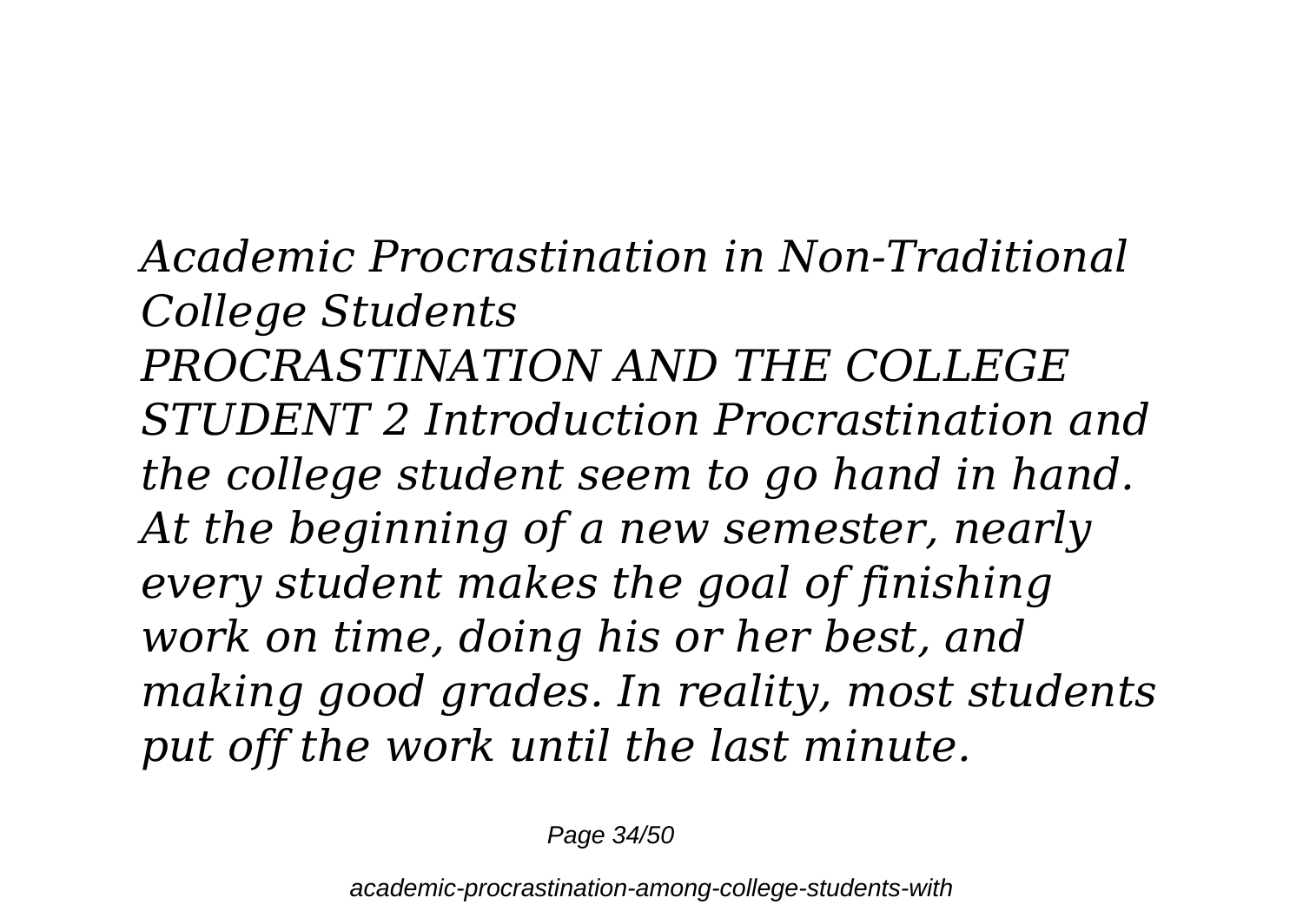*Academic Procrastination in Non-Traditional College Students*
*PROCRASTINATION AND THE COLLEGE STUDENT 2 Introduction Procrastination and the college student seem to go hand in hand. At the beginning of a new semester, nearly every student makes the goal of finishing work on time, doing his or her best, and making good grades. In reality, most students put off the work until the last minute.*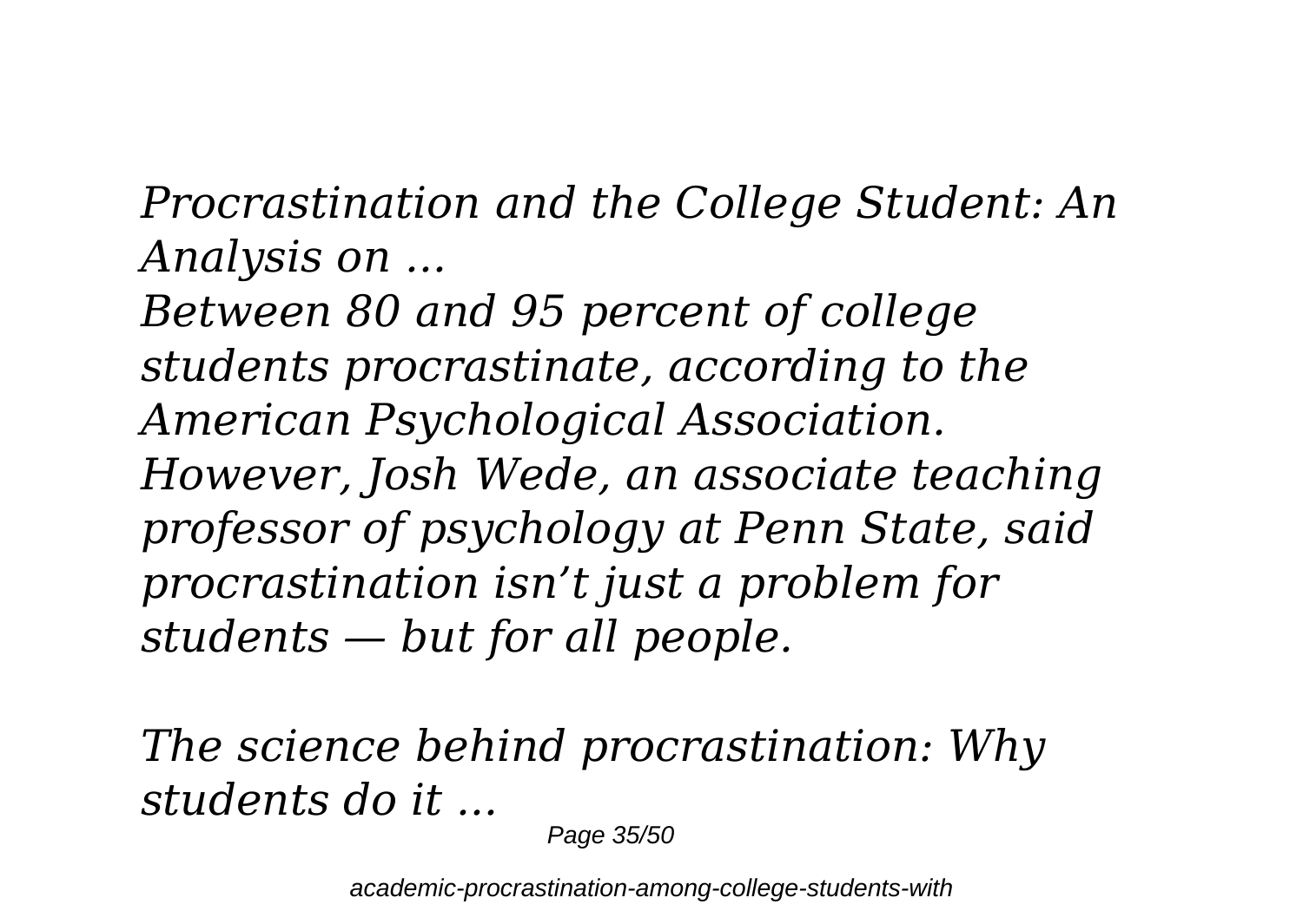*Procrastination and the College Student: An Analysis on ...*

*Between 80 and 95 percent of college students procrastinate, according to the American Psychological Association. However, Josh Wede, an associate teaching professor of psychology at Penn State, said procrastination isn't just a problem for students — but for all people.*

*The science behind procrastination: Why students do it ...*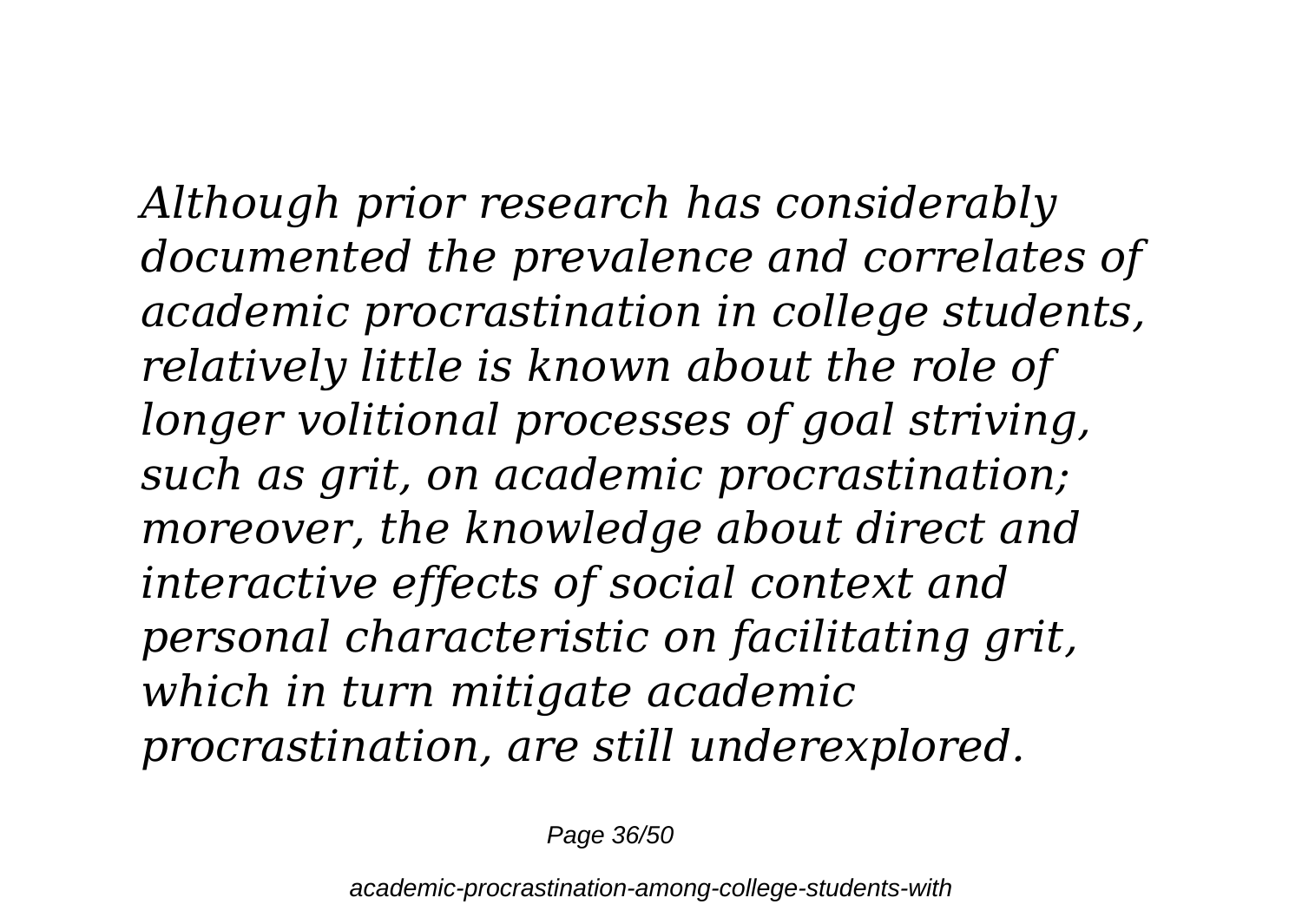*Although prior research has considerably documented the prevalence and correlates of academic procrastination in college students, relatively little is known about the role of longer volitional processes of goal striving, such as grit, on academic procrastination; moreover, the knowledge about direct and interactive effects of social context and personal characteristic on facilitating grit, which in turn mitigate academic procrastination, are still underexplored.*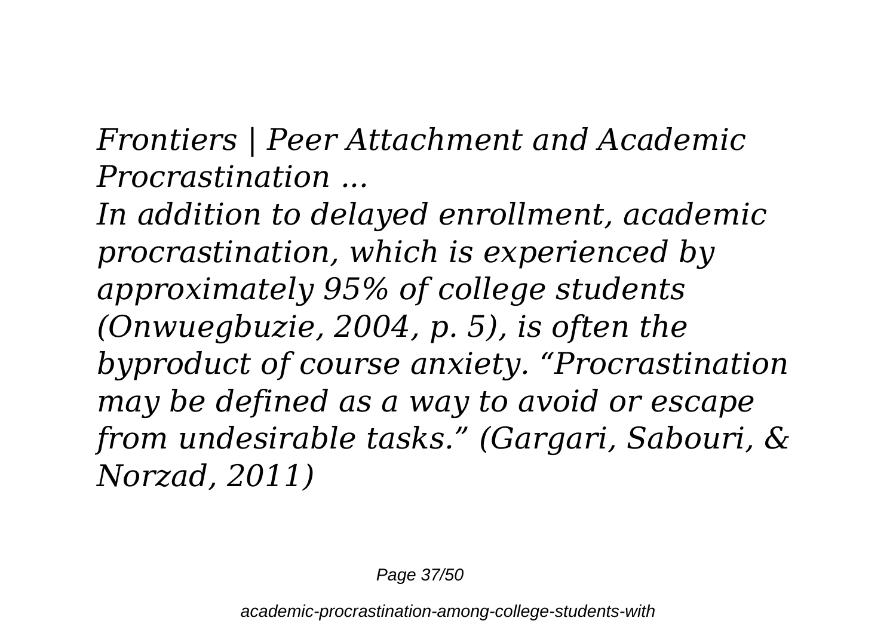*Frontiers | Peer Attachment and Academic Procrastination ...*

*In addition to delayed enrollment, academic procrastination, which is experienced by approximately 95% of college students (Onwuegbuzie, 2004, p. 5), is often the byproduct of course anxiety. "Procrastination may be defined as a way to avoid or escape from undesirable tasks." (Gargari, Sabouri, & Norzad, 2011)*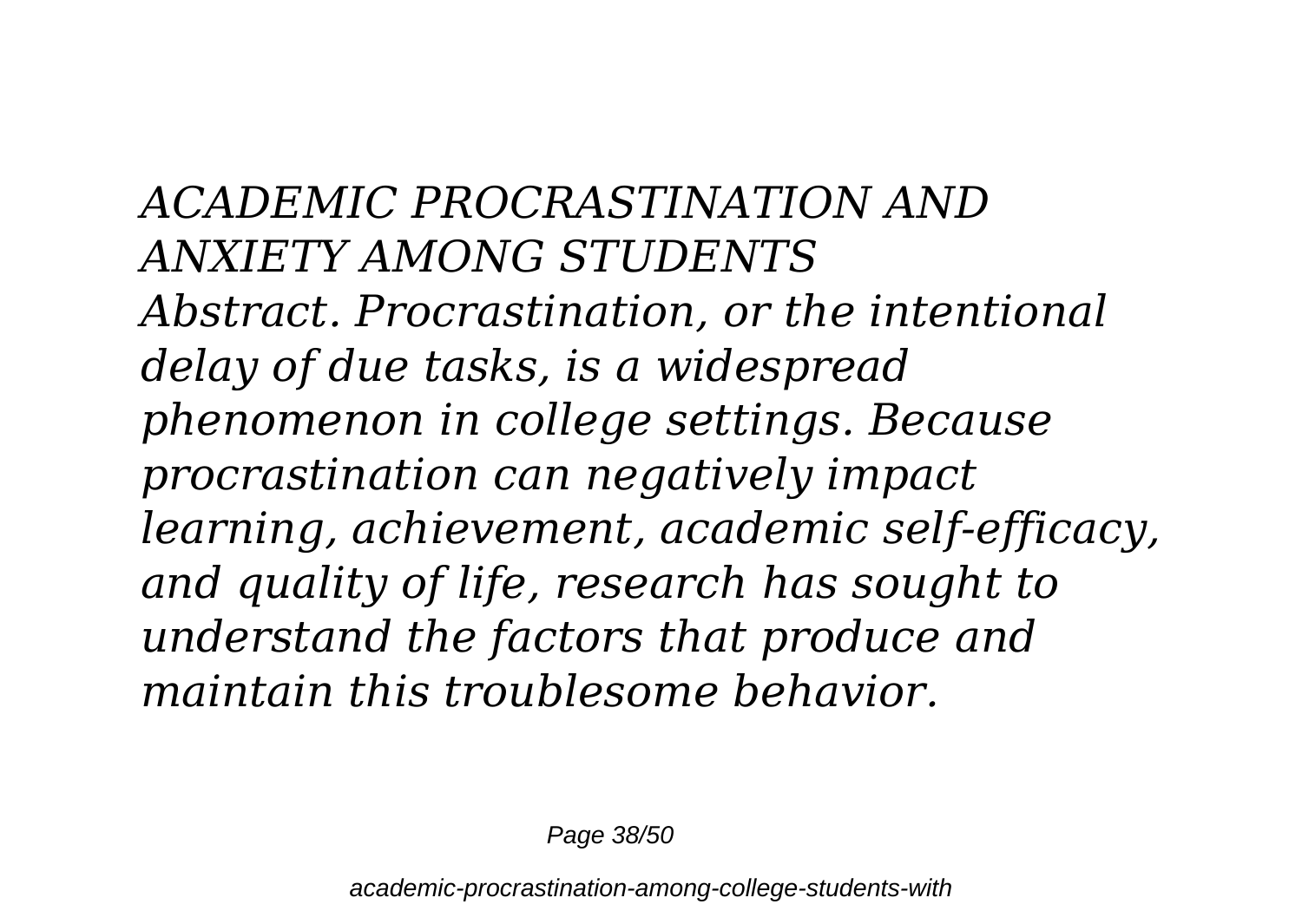*ACADEMIC PROCRASTINATION AND ANXIETY AMONG STUDENTS*

*Abstract. Procrastination, or the intentional delay of due tasks, is a widespread phenomenon in college settings. Because procrastination can negatively impact learning, achievement, academic self-efficacy, and quality of life, research has sought to understand the factors that produce and maintain this troublesome behavior.*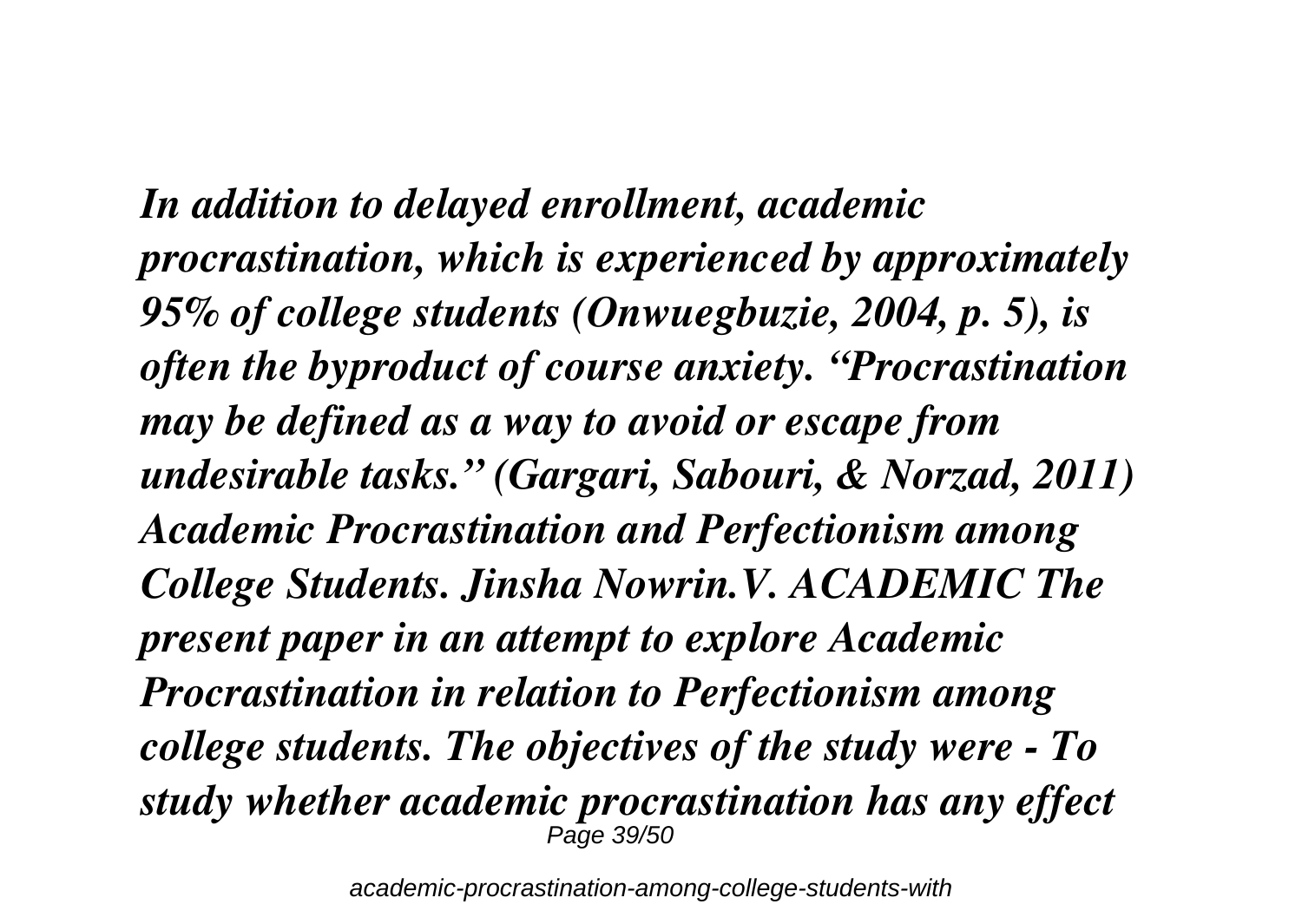*In addition to delayed enrollment, academic procrastination, which is experienced by approximately 95% of college students (Onwuegbuzie, 2004, p. 5), is often the byproduct of course anxiety. "Procrastination may be defined as a way to avoid or escape from undesirable tasks." (Gargari, Sabouri, & Norzad, 2011) Academic Procrastination and Perfectionism among College Students. Jinsha Nowrin.V. ACADEMIC The present paper in an attempt to explore Academic Procrastination in relation to Perfectionism among college students. The objectives of the study were - To study whether academic procrastination has any effect*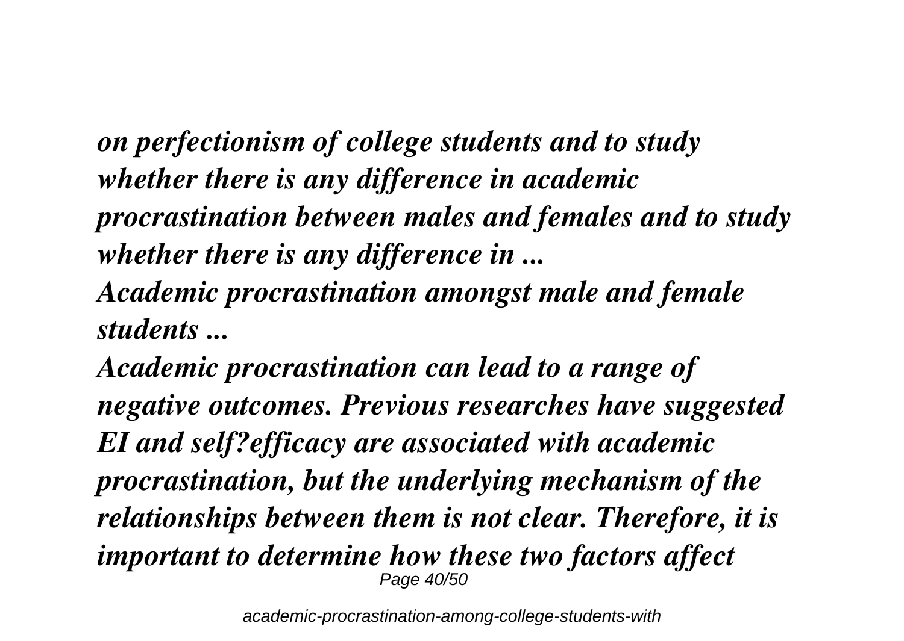*on perfectionism of college students and to study whether there is any difference in academic procrastination between males and females and to study whether there is any difference in ...*

*Academic procrastination amongst male and female students ...*

*Academic procrastination can lead to a range of negative outcomes. Previous researches have suggested EI and self?efficacy are associated with academic procrastination, but the underlying mechanism of the relationships between them is not clear. Therefore, it is important to determine how these two factors affect*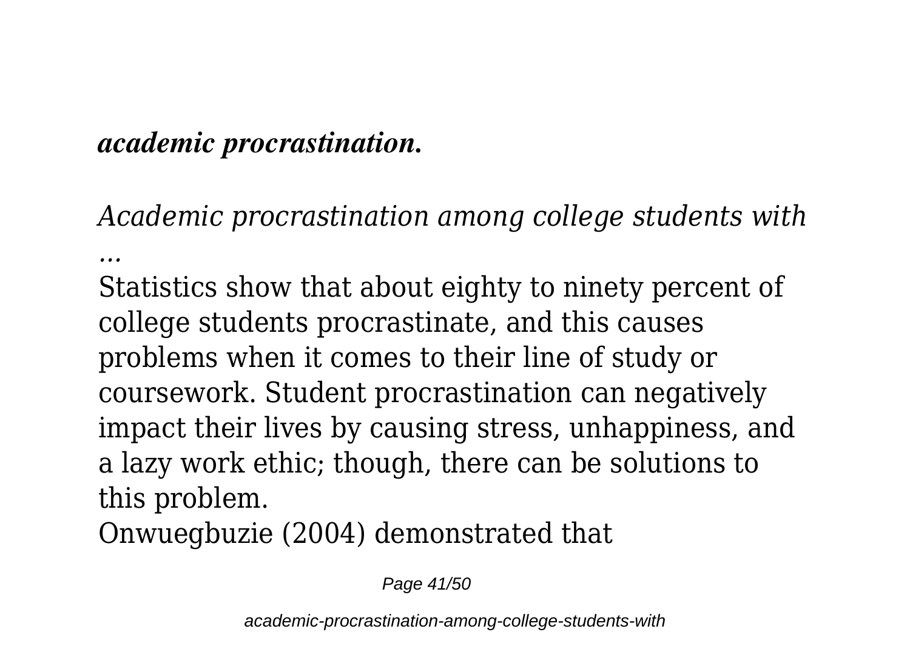***academic procrastination.***

*Academic procrastination among college students with ...*

Statistics show that about eighty to ninety percent of college students procrastinate, and this causes problems when it comes to their line of study or coursework. Student procrastination can negatively impact their lives by causing stress, unhappiness, and a lazy work ethic; though, there can be solutions to this problem.

Onwuegbuzie (2004) demonstrated that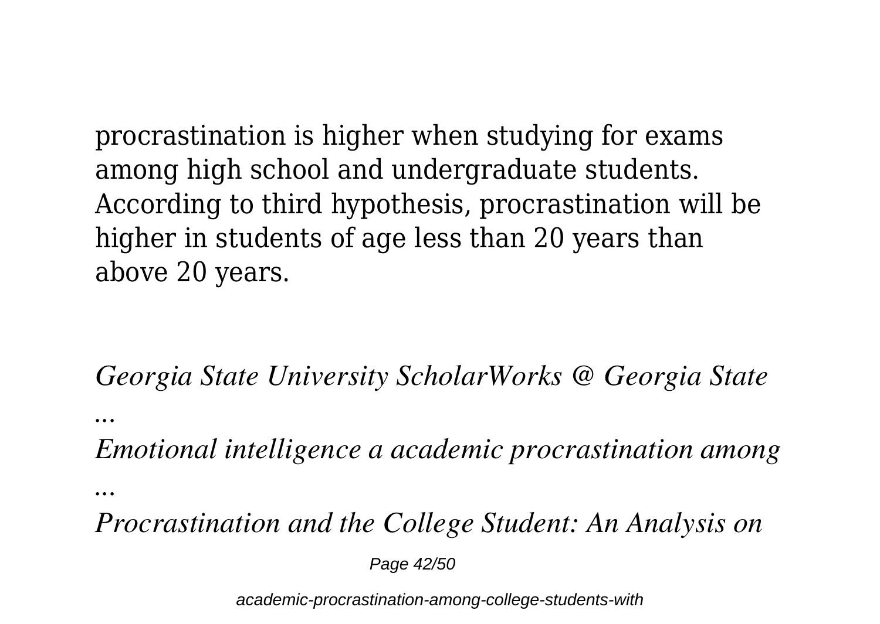procrastination is higher when studying for exams among high school and undergraduate students. According to third hypothesis, procrastination will be higher in students of age less than 20 years than above 20 years.

*Georgia State University ScholarWorks @ Georgia State ...*

*Emotional intelligence a academic procrastination among ...*

*Procrastination and the College Student: An Analysis on*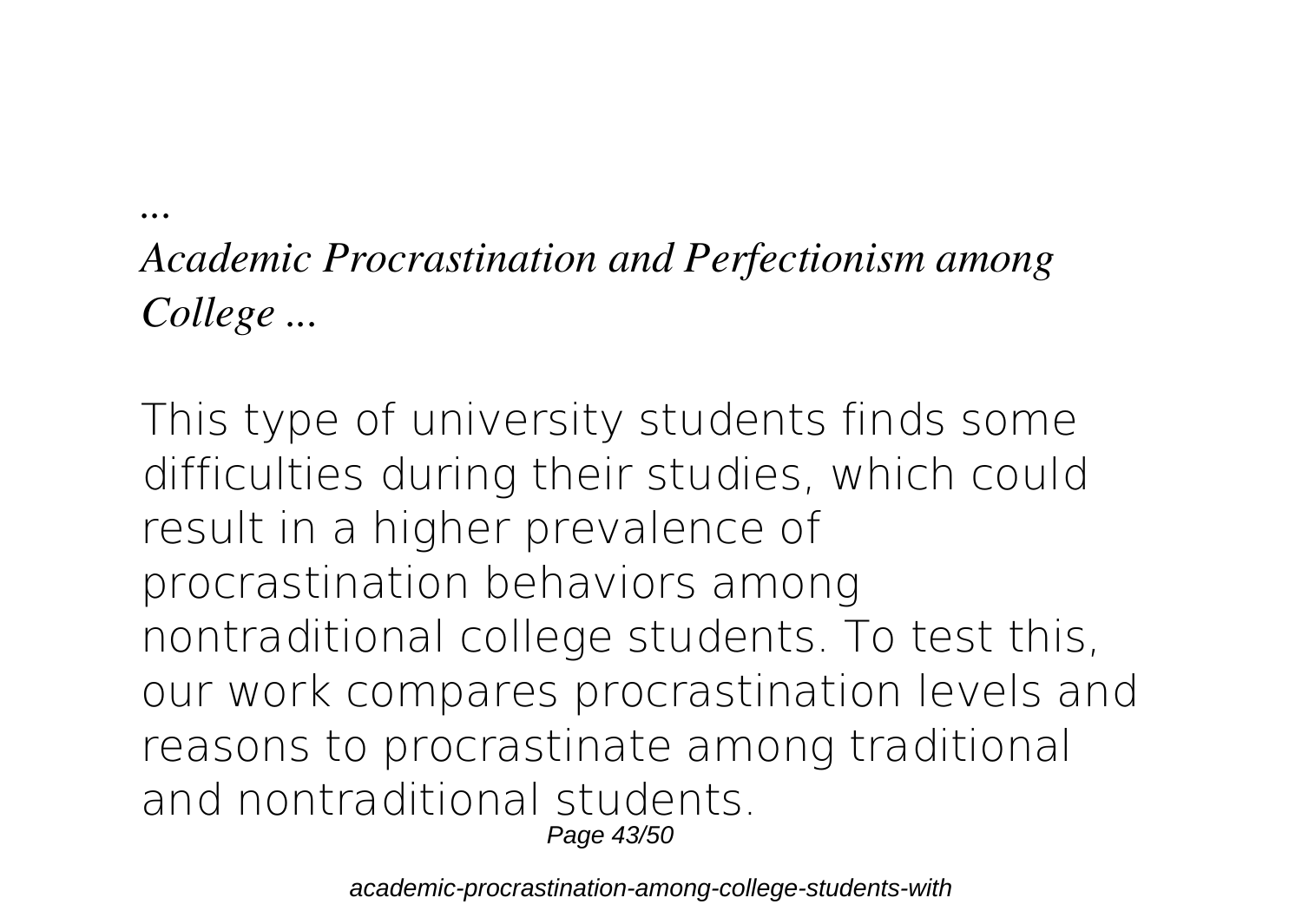*...*

***Academic Procrastination and Perfectionism among College ...***

This type of university students finds some difficulties during their studies, which could result in a higher prevalence of procrastination behaviors among nontraditional college students. To test this, our work compares procrastination levels and reasons to procrastinate among traditional and nontraditional students.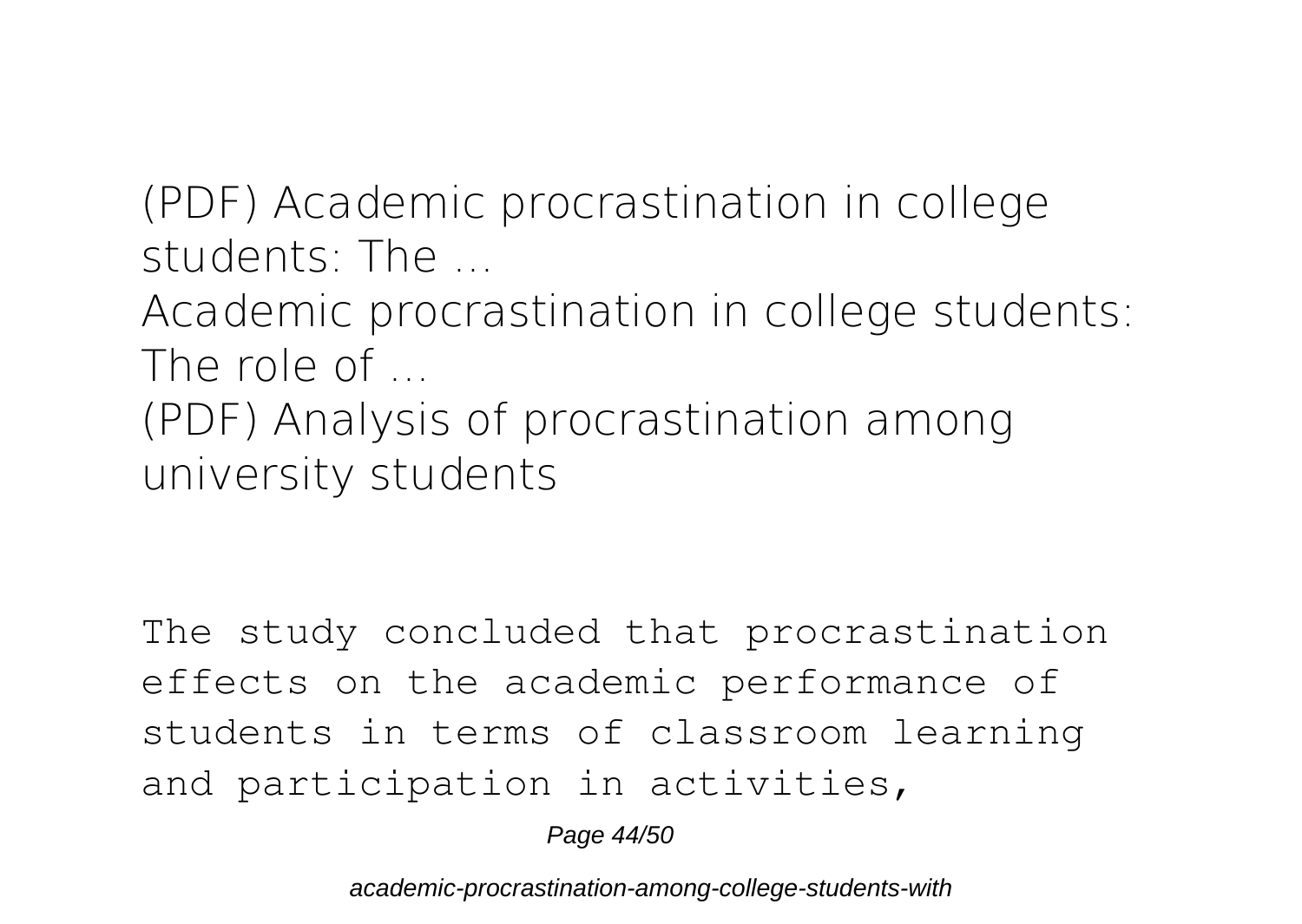## (PDF) Academic procrastination in college students: The ...

## Academic procrastination in college students: The role of ...

## (PDF) Analysis of procrastination among university students

The study concluded that procrastination effects on the academic performance of students in terms of classroom learning and participation in activities,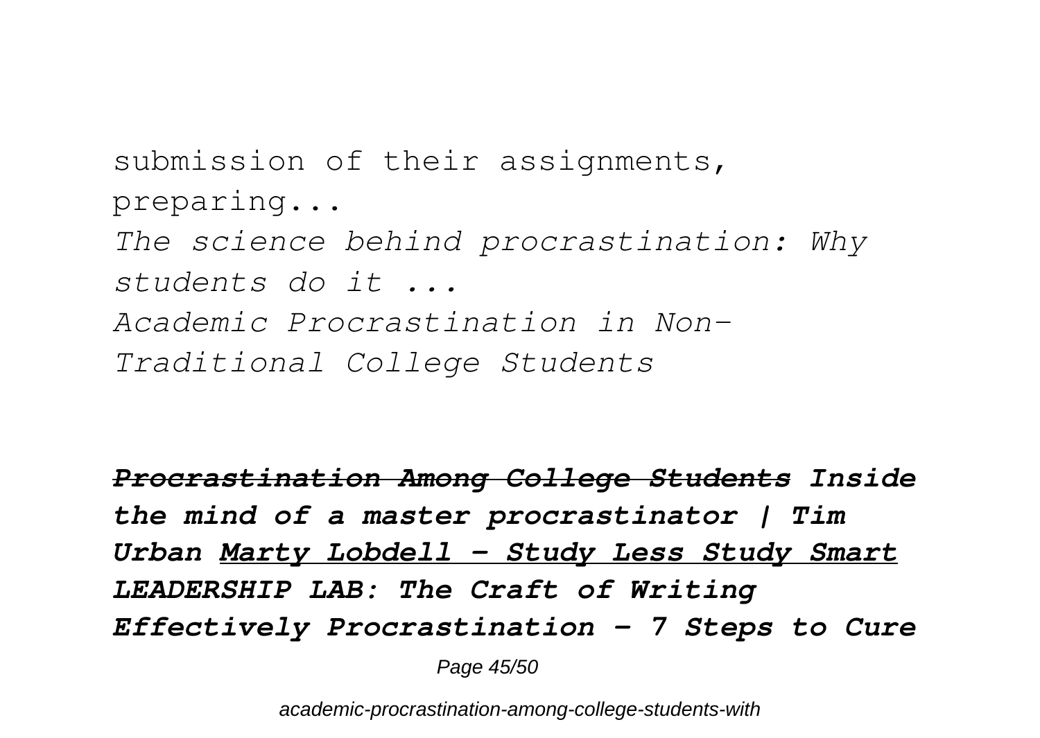submission of their assignments, preparing...

*The science behind procrastination: Why students do it ...*

*Academic Procrastination in Non-Traditional College Students*

***Procrastination Among College Students*** ***Inside the mind of a master procrastinator | Tim Urban*** ***Marty Lobdell - Study Less Study Smart*** ***LEADERSHIP LAB: The Craft of Writing Effectively*** ***Procrastination – 7 Steps to Cure***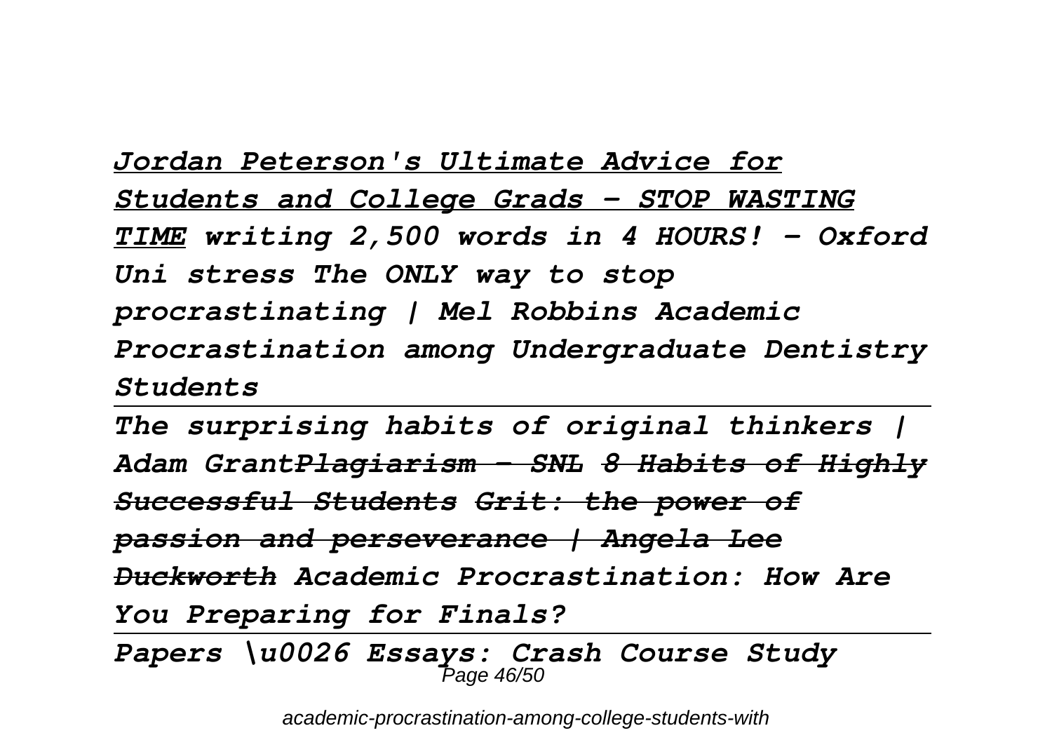*Jordan Peterson's Ultimate Advice for Students and College Grads - STOP WASTING TIME writing 2,500 words in 4 HOURS! - Oxford Uni stress The ONLY way to stop procrastinating | Mel Robbins Academic Procrastination among Undergraduate Dentistry Students*

---

*The surprising habits of original thinkers | Adam Grant~~Plagiarism - SNL~~ ~~8 Habits of Highly Successful Students~~ ~~Grit: the power of passion and perseverance | Angela Lee Duckworth~~ Academic Procrastination: How Are You Preparing for Finals?*

---

*Papers \u0026 Essays: Crash Course Study*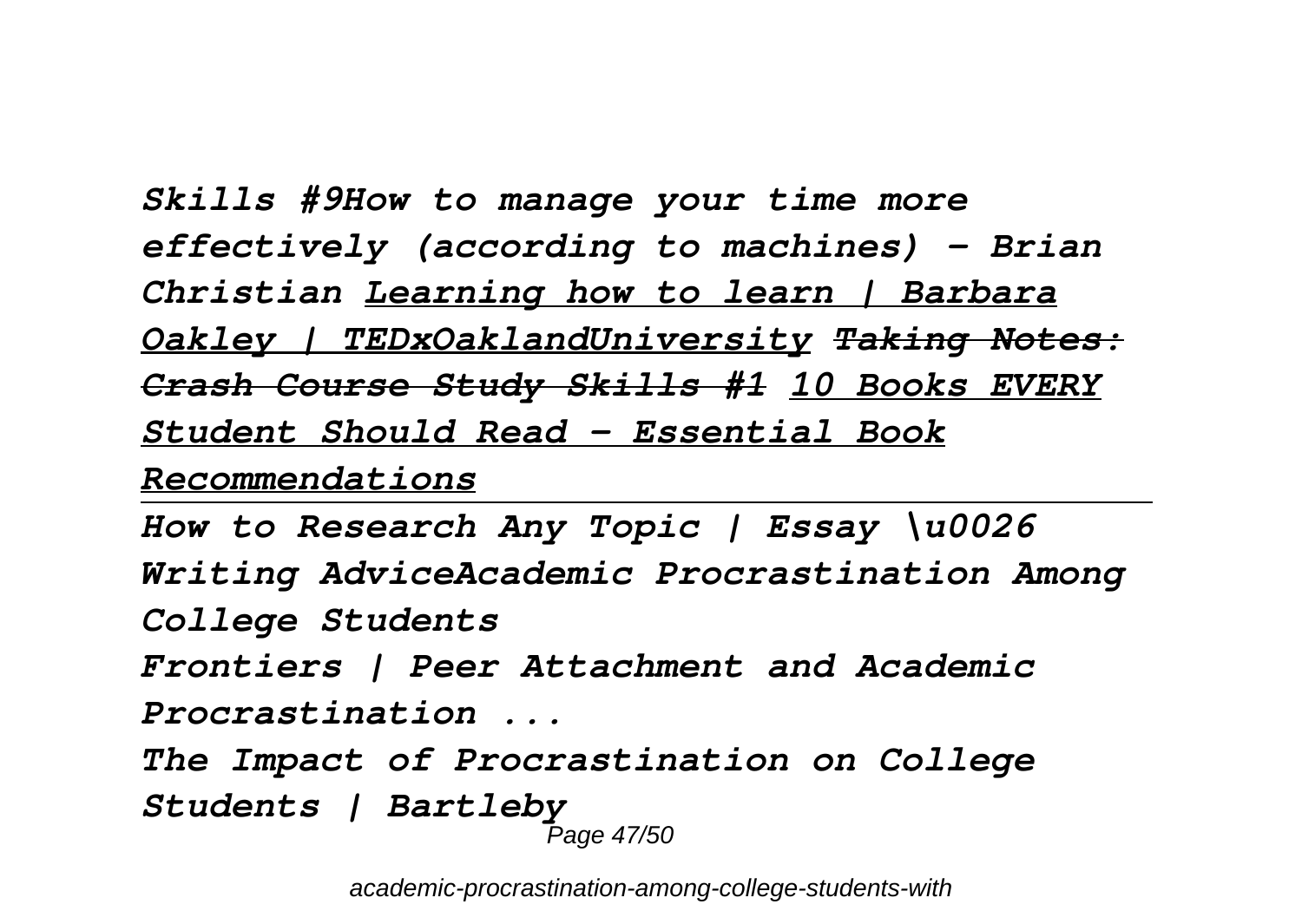*Skills #9How to manage your time more effectively (according to machines) - Brian Christian* *Learning how to learn | Barbara Oakley | TEDxOaklandUniversity* ~~*Taking Notes: Crash Course Study Skills #1*~~ *10 Books EVERY Student Should Read - Essential Book Recommendations*

---

*How to Research Any Topic | Essay \u0026 Writing AdviceAcademic Procrastination Among College Students*

*Frontiers | Peer Attachment and Academic Procrastination ...*

*The Impact of Procrastination on College Students | Bartleby*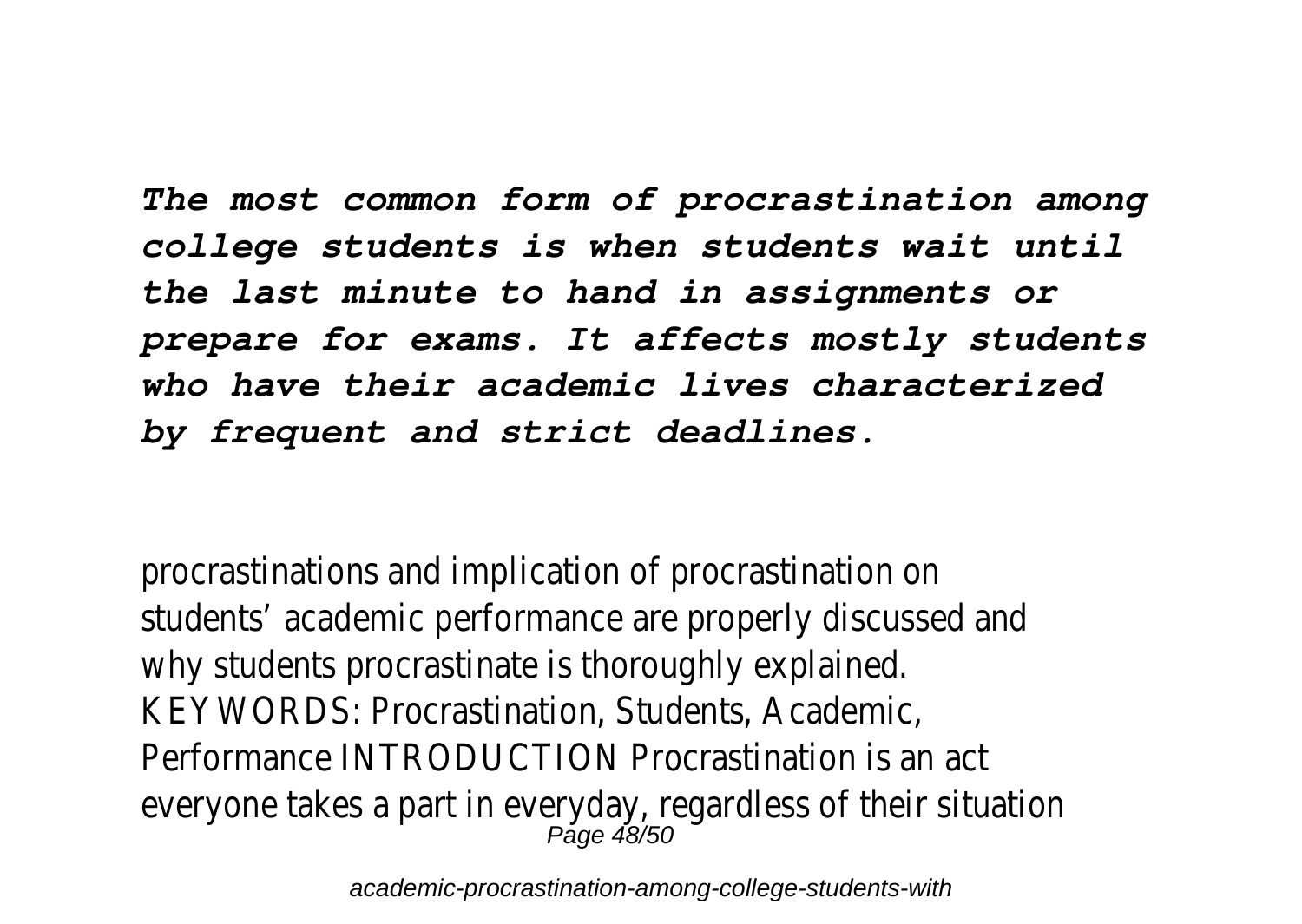***The most common form of procrastination among college students is when students wait until the last minute to hand in assignments or prepare for exams. It affects mostly students who have their academic lives characterized by frequent and strict deadlines.***

procrastinations and implication of procrastination on students' academic performance are properly discussed and why students procrastinate is thoroughly explained. KEYWORDS: Procrastination, Students, Academic, Performance INTRODUCTION Procrastination is an act everyone takes a part in everyday, regardless of their situation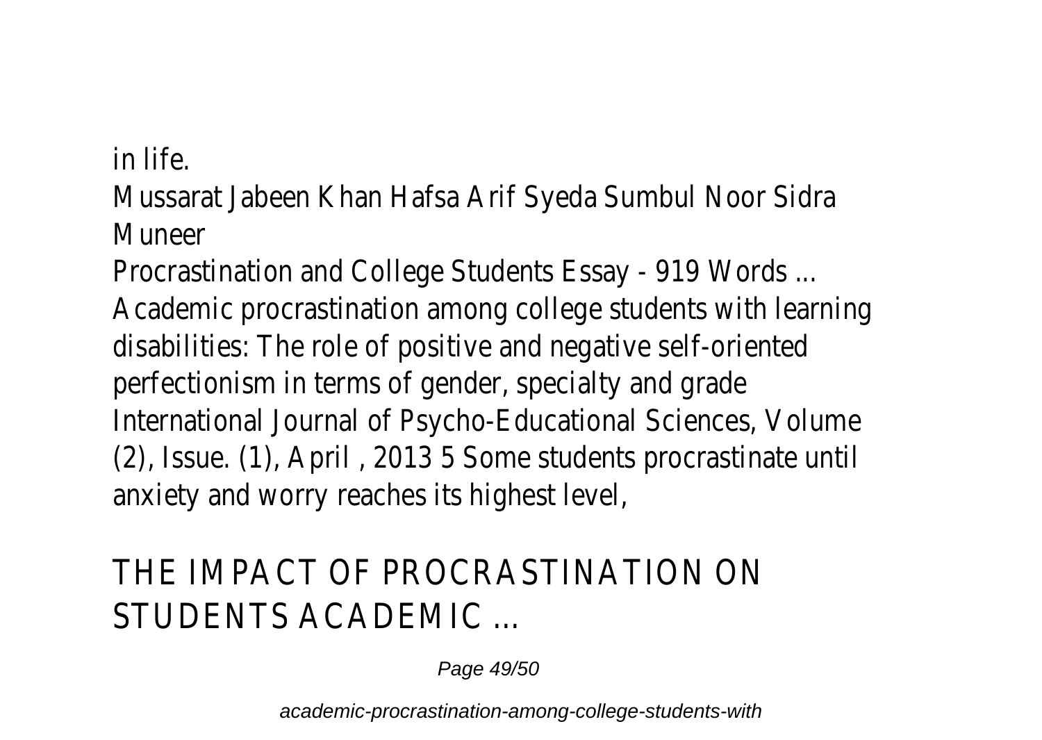in life.

Mussarat Jabeen Khan Hafsa Arif Syeda Sumbul Noor Sidra Muneer

Procrastination and College Students Essay - 919 Words ...

Academic procrastination among college students with learning disabilities: The role of positive and negative self-oriented perfectionism in terms of gender, specialty and grade International Journal of Psycho-Educational Sciences, Volume (2), Issue. (1), April , 2013 5 Some students procrastinate until anxiety and worry reaches its highest level,

## THE IMPACT OF PROCRASTINATION ON STUDENTS ACADEMIC ...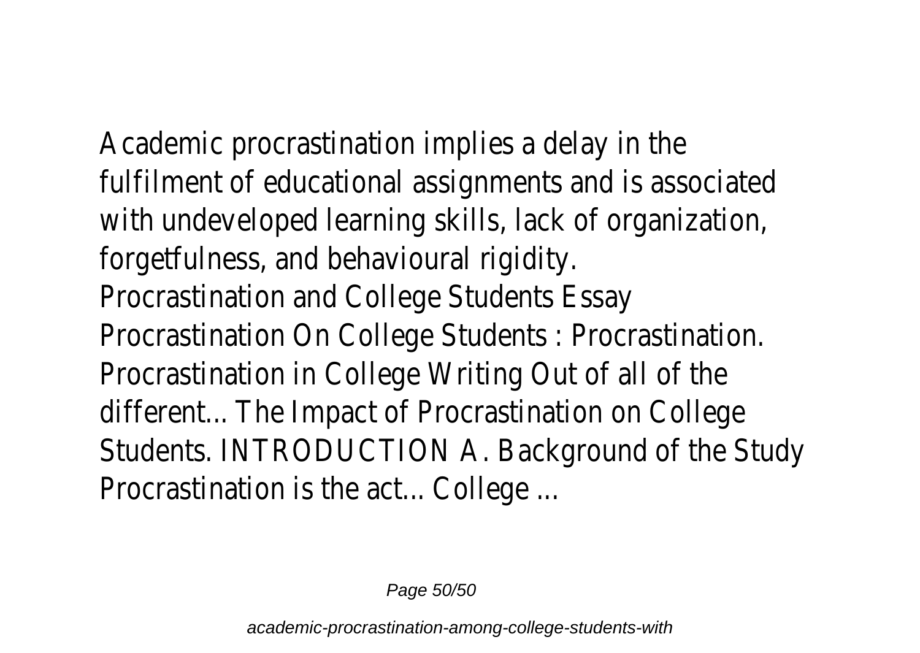Academic procrastination implies a delay in the fulfilment of educational assignments and is associated with undeveloped learning skills, lack of organization, forgetfulness, and behavioural rigidity.
Procrastination and College Students Essay
Procrastination On College Students : Procrastination. Procrastination in College Writing Out of all of the different... The Impact of Procrastination on College Students. INTRODUCTION A. Background of the Study Procrastination is the act... College ...